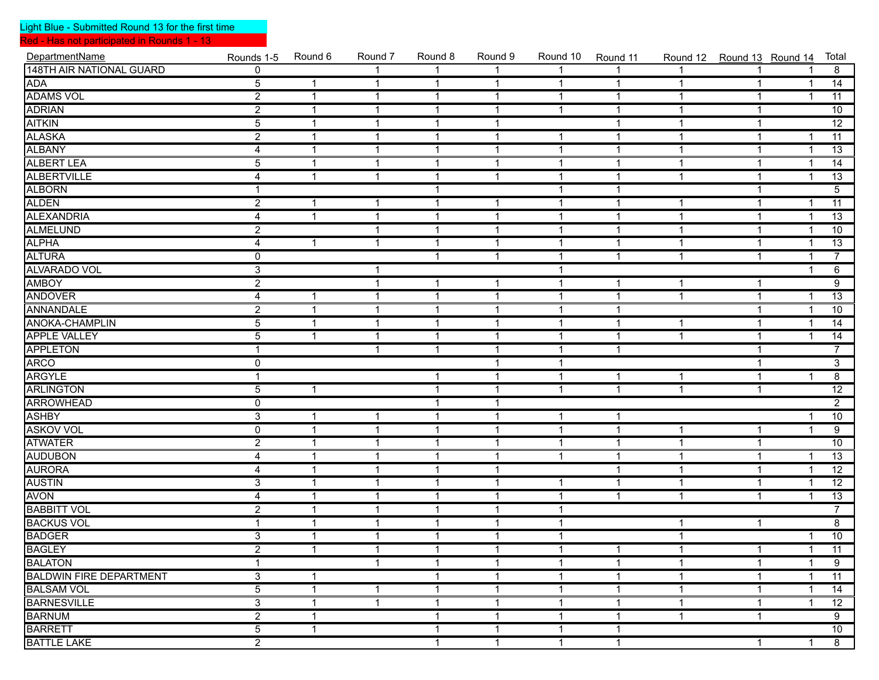Light Blue - Submitted Round 13 for the first time

Red - Has not participated in Rounds 1 - 13

| DepartmentName | Rounds 1-5 | Round 6 | Round 7 | Round 8 | Round 9 | Round 10 | Round 11 | Round 12 | Round 13 | Round 14 | Total |
|---|---|---|---|---|---|---|---|---|---|---|---|
| 148TH AIR NATIONAL GUARD | 0 | | 1 | 1 | 1 | 1 | 1 | 1 | 1 | 1 | 8 |
| ADA | 5 | 1 | 1 | 1 | 1 | 1 | 1 | 1 | 1 | 1 | 14 |
| ADAMS VOL | 2 | 1 | 1 | 1 | 1 | 1 | 1 | 1 | 1 | 1 | 11 |
| ADRIAN | 2 | 1 | 1 | 1 | 1 | 1 | 1 | 1 | 1 | | 10 |
| AITKIN | 5 | 1 | 1 | 1 | 1 | | 1 | 1 | 1 | | 12 |
| ALASKA | 2 | 1 | 1 | 1 | 1 | 1 | 1 | 1 | 1 | 1 | 11 |
| ALBANY | 4 | 1 | 1 | 1 | 1 | 1 | 1 | 1 | 1 | 1 | 13 |
| ALBERT LEA | 5 | 1 | 1 | 1 | 1 | 1 | 1 | 1 | 1 | 1 | 14 |
| ALBERTVILLE | 4 | 1 | 1 | 1 | 1 | 1 | 1 | 1 | 1 | 1 | 13 |
| ALBORN | 1 | | | 1 | | 1 | 1 | | 1 | | 5 |
| ALDEN | 2 | 1 | 1 | 1 | 1 | 1 | 1 | 1 | 1 | 1 | 11 |
| ALEXANDRIA | 4 | 1 | 1 | 1 | 1 | 1 | 1 | 1 | 1 | 1 | 13 |
| ALMELUND | 2 | | 1 | 1 | 1 | 1 | 1 | 1 | 1 | 1 | 10 |
| ALPHA | 4 | 1 | 1 | 1 | 1 | 1 | 1 | 1 | 1 | 1 | 13 |
| ALTURA | 0 | | | 1 | 1 | 1 | 1 | 1 | 1 | 1 | 7 |
| ALVARADO VOL | 3 | | 1 | | | 1 | | | | 1 | 6 |
| AMBOY | 2 | | 1 | 1 | 1 | 1 | 1 | 1 | 1 | | 9 |
| ANDOVER | 4 | 1 | 1 | 1 | 1 | 1 | 1 | 1 | 1 | 1 | 13 |
| ANNANDALE | 2 | 1 | 1 | 1 | 1 | 1 | 1 | | 1 | 1 | 10 |
| ANOKA-CHAMPLIN | 5 | 1 | 1 | 1 | 1 | 1 | 1 | 1 | 1 | 1 | 14 |
| APPLE VALLEY | 5 | 1 | 1 | 1 | 1 | 1 | 1 | 1 | 1 | 1 | 14 |
| APPLETON | 1 | | 1 | 1 | 1 | 1 | 1 | | 1 | | 7 |
| ARCO | 0 | | | | 1 | 1 | | | 1 | | 3 |
| ARGYLE | 1 | | | 1 | 1 | 1 | 1 | 1 | 1 | 1 | 8 |
| ARLINGTON | 5 | 1 | | 1 | 1 | 1 | 1 | 1 | 1 | | 12 |
| ARROWHEAD | 0 | | | 1 | 1 | | | | | | 2 |
| ASHBY | 3 | 1 | 1 | 1 | 1 | 1 | 1 | | | 1 | 10 |
| ASKOV VOL | 0 | 1 | 1 | 1 | 1 | 1 | 1 | 1 | 1 | 1 | 9 |
| ATWATER | 2 | 1 | 1 | 1 | 1 | 1 | 1 | 1 | 1 | | 10 |
| AUDUBON | 4 | 1 | 1 | 1 | 1 | 1 | 1 | 1 | 1 | 1 | 13 |
| AURORA | 4 | 1 | 1 | 1 | 1 | | 1 | 1 | 1 | 1 | 12 |
| AUSTIN | 3 | 1 | 1 | 1 | 1 | 1 | 1 | 1 | 1 | 1 | 12 |
| AVON | 4 | 1 | 1 | 1 | 1 | 1 | 1 | 1 | 1 | 1 | 13 |
| BABBITT VOL | 2 | 1 | 1 | 1 | 1 | 1 | | | | | 7 |
| BACKUS VOL | 1 | 1 | 1 | 1 | 1 | 1 | | 1 | 1 | | 8 |
| BADGER | 3 | 1 | 1 | 1 | 1 | 1 | | 1 | | 1 | 10 |
| BAGLEY | 2 | 1 | 1 | 1 | 1 | 1 | 1 | 1 | 1 | 1 | 11 |
| BALATON | 1 | | 1 | 1 | 1 | 1 | 1 | 1 | 1 | 1 | 9 |
| BALDWIN FIRE DEPARTMENT | 3 | 1 | | 1 | 1 | 1 | 1 | 1 | 1 | 1 | 11 |
| BALSAM VOL | 5 | 1 | 1 | 1 | 1 | 1 | 1 | 1 | 1 | 1 | 14 |
| BARNESVILLE | 3 | 1 | 1 | 1 | 1 | 1 | 1 | 1 | 1 | 1 | 12 |
| BARNUM | 2 | 1 | | 1 | 1 | 1 | 1 | 1 | 1 | | 9 |
| BARRETT | 5 | 1 | | 1 | 1 | 1 | 1 | | | | 10 |
| BATTLE LAKE | 2 | | | 1 | 1 | 1 | 1 | | 1 | 1 | 8 |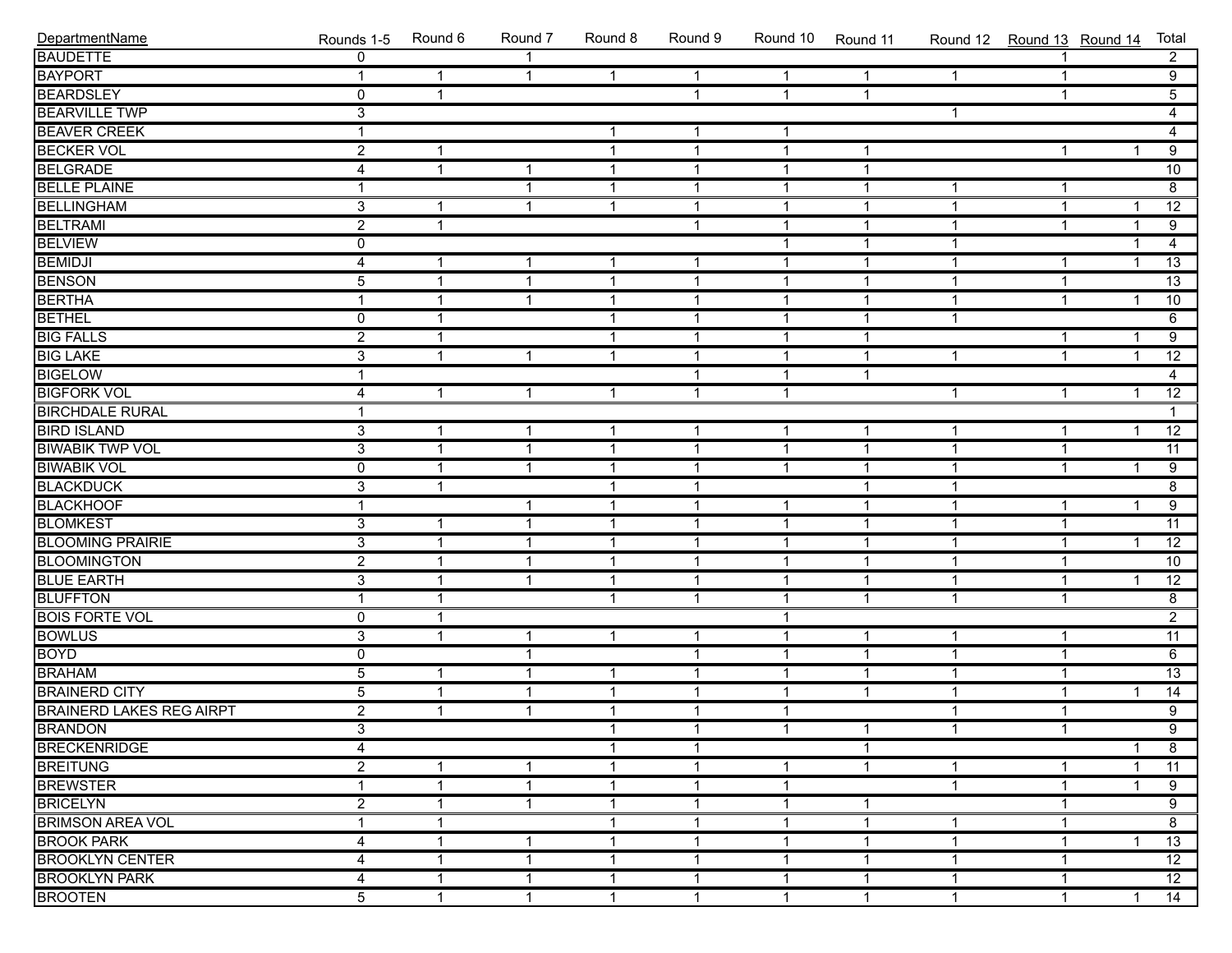| DepartmentName | Rounds 1-5 | Round 6 | Round 7 | Round 8 | Round 9 | Round 10 | Round 11 | Round 12 | Round 13 | Round 14 | Total |
|---|---|---|---|---|---|---|---|---|---|---|---|
| BAUDETTE | 0 | | 1 | | | | | | 1 | | 2 |
| BAYPORT | 1 | 1 | 1 | 1 | 1 | 1 | 1 | 1 | 1 | | 9 |
| BEARDSLEY | 0 | 1 | | | 1 | 1 | 1 | | 1 | | 5 |
| BEARVILLE TWP | 3 | | | | | | | 1 | | | 4 |
| BEAVER CREEK | 1 | | | 1 | 1 | 1 | | | | | 4 |
| BECKER VOL | 2 | 1 | | 1 | 1 | 1 | 1 | | 1 | 1 | 9 |
| BELGRADE | 4 | 1 | 1 | 1 | 1 | 1 | 1 | | | | 10 |
| BELLE PLAINE | 1 | | 1 | 1 | 1 | 1 | 1 | 1 | 1 | | 8 |
| BELLINGHAM | 3 | 1 | 1 | 1 | 1 | 1 | 1 | 1 | 1 | 1 | 12 |
| BELTRAMI | 2 | 1 | | | 1 | 1 | 1 | 1 | 1 | 1 | 9 |
| BELVIEW | 0 | | | | | 1 | 1 | 1 | | 1 | 4 |
| BEMIDJI | 4 | 1 | 1 | 1 | 1 | 1 | 1 | 1 | 1 | 1 | 13 |
| BENSON | 5 | 1 | 1 | 1 | 1 | 1 | 1 | 1 | 1 | | 13 |
| BERTHA | 1 | 1 | 1 | 1 | 1 | 1 | 1 | 1 | 1 | 1 | 10 |
| BETHEL | 0 | 1 | | 1 | 1 | 1 | 1 | 1 | | | 6 |
| BIG FALLS | 2 | 1 | | 1 | 1 | 1 | 1 | | 1 | 1 | 9 |
| BIG LAKE | 3 | 1 | 1 | 1 | 1 | 1 | 1 | 1 | 1 | 1 | 12 |
| BIGELOW | 1 | | | | 1 | 1 | 1 | | | | 4 |
| BIGFORK VOL | 4 | 1 | 1 | 1 | 1 | 1 | | 1 | 1 | 1 | 12 |
| BIRCHDALE RURAL | 1 | | | | | | | | | | 1 |
| BIRD ISLAND | 3 | 1 | 1 | 1 | 1 | 1 | 1 | 1 | 1 | 1 | 12 |
| BIWABIK TWP VOL | 3 | 1 | 1 | 1 | 1 | 1 | 1 | 1 | 1 | | 11 |
| BIWABIK VOL | 0 | 1 | 1 | 1 | 1 | 1 | 1 | 1 | 1 | 1 | 9 |
| BLACKDUCK | 3 | 1 | | 1 | 1 | | 1 | 1 | | | 8 |
| BLACKHOOF | 1 | | 1 | 1 | 1 | 1 | 1 | 1 | 1 | 1 | 9 |
| BLOMKEST | 3 | 1 | 1 | 1 | 1 | 1 | 1 | 1 | 1 | | 11 |
| BLOOMING PRAIRIE | 3 | 1 | 1 | 1 | 1 | 1 | 1 | 1 | 1 | 1 | 12 |
| BLOOMINGTON | 2 | 1 | 1 | 1 | 1 | 1 | 1 | 1 | 1 | | 10 |
| BLUE EARTH | 3 | 1 | 1 | 1 | 1 | 1 | 1 | 1 | 1 | 1 | 12 |
| BLUFFTON | 1 | 1 | | 1 | 1 | 1 | 1 | 1 | 1 | | 8 |
| BOIS FORTE VOL | 0 | 1 | | | | 1 | | | | | 2 |
| BOWLUS | 3 | 1 | 1 | 1 | 1 | 1 | 1 | 1 | 1 | | 11 |
| BOYD | 0 | | 1 | | 1 | 1 | 1 | 1 | 1 | | 6 |
| BRAHAM | 5 | 1 | 1 | 1 | 1 | 1 | 1 | 1 | 1 | | 13 |
| BRAINERD CITY | 5 | 1 | 1 | 1 | 1 | 1 | 1 | 1 | 1 | 1 | 14 |
| BRAINERD LAKES REG AIRPT | 2 | 1 | 1 | 1 | 1 | 1 | | 1 | 1 | | 9 |
| BRANDON | 3 | | | 1 | 1 | 1 | 1 | 1 | 1 | | 9 |
| BRECKENRIDGE | 4 | | | 1 | 1 | | 1 | | | 1 | 8 |
| BREITUNG | 2 | 1 | 1 | 1 | 1 | 1 | 1 | 1 | 1 | 1 | 11 |
| BREWSTER | 1 | 1 | 1 | 1 | 1 | 1 | | 1 | 1 | 1 | 9 |
| BRICELYN | 2 | 1 | 1 | 1 | 1 | 1 | 1 | | 1 | | 9 |
| BRIMSON AREA VOL | 1 | 1 | | 1 | 1 | 1 | 1 | 1 | 1 | | 8 |
| BROOK PARK | 4 | 1 | 1 | 1 | 1 | 1 | 1 | 1 | 1 | 1 | 13 |
| BROOKLYN CENTER | 4 | 1 | 1 | 1 | 1 | 1 | 1 | 1 | 1 | | 12 |
| BROOKLYN PARK | 4 | 1 | 1 | 1 | 1 | 1 | 1 | 1 | 1 | | 12 |
| BROOTEN | 5 | 1 | 1 | 1 | 1 | 1 | 1 | 1 | 1 | 1 | 14 |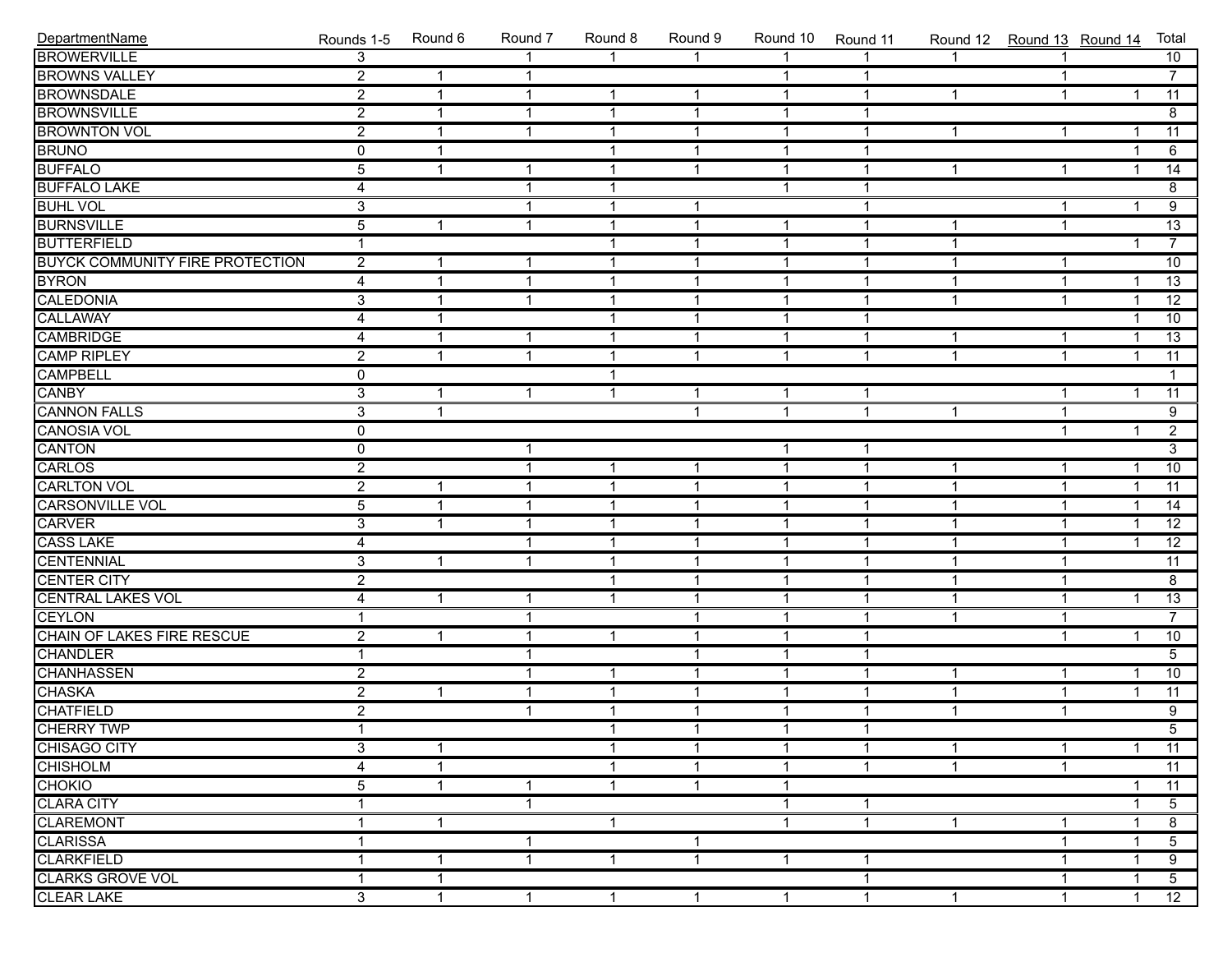| DepartmentName | Rounds 1-5 | Round 6 | Round 7 | Round 8 | Round 9 | Round 10 | Round 11 | Round 12 | Round 13 | Round 14 | Total |
|---|---|---|---|---|---|---|---|---|---|---|---|
| BROWERVILLE | 3 | | 1 | 1 | 1 | 1 | 1 | 1 | 1 | | 10 |
| BROWNS VALLEY | 2 | 1 | 1 | | | 1 | 1 | | 1 | | 7 |
| BROWNSDALE | 2 | 1 | 1 | 1 | 1 | 1 | 1 | 1 | 1 | 1 | 11 |
| BROWNSVILLE | 2 | 1 | 1 | 1 | 1 | 1 | 1 | | | | 8 |
| BROWNTON VOL | 2 | 1 | 1 | 1 | 1 | 1 | 1 | 1 | 1 | 1 | 11 |
| BRUNO | 0 | 1 | | 1 | 1 | 1 | 1 | | | 1 | 6 |
| BUFFALO | 5 | 1 | 1 | 1 | 1 | 1 | 1 | 1 | 1 | 1 | 14 |
| BUFFALO LAKE | 4 | | 1 | 1 | | 1 | 1 | | | | 8 |
| BUHL VOL | 3 | | 1 | 1 | 1 | | 1 | | 1 | 1 | 9 |
| BURNSVILLE | 5 | 1 | 1 | 1 | 1 | 1 | 1 | 1 | 1 | | 13 |
| BUTTERFIELD | 1 | | | 1 | 1 | 1 | 1 | 1 | | 1 | 7 |
| BUYCK COMMUNITY FIRE PROTECTION | 2 | 1 | 1 | 1 | 1 | 1 | 1 | 1 | 1 | | 10 |
| BYRON | 4 | 1 | 1 | 1 | 1 | 1 | 1 | 1 | 1 | 1 | 13 |
| CALEDONIA | 3 | 1 | 1 | 1 | 1 | 1 | 1 | 1 | 1 | 1 | 12 |
| CALLAWAY | 4 | 1 | | 1 | 1 | 1 | 1 | | | 1 | 10 |
| CAMBRIDGE | 4 | 1 | 1 | 1 | 1 | 1 | 1 | 1 | 1 | 1 | 13 |
| CAMP RIPLEY | 2 | 1 | 1 | 1 | 1 | 1 | 1 | 1 | 1 | 1 | 11 |
| CAMPBELL | 0 | | | 1 | | | | | | | 1 |
| CANBY | 3 | 1 | 1 | 1 | 1 | 1 | 1 | | 1 | 1 | 11 |
| CANNON FALLS | 3 | 1 | | | 1 | 1 | 1 | 1 | 1 | | 9 |
| CANOSIA VOL | 0 | | | | | | | | 1 | 1 | 2 |
| CANTON | 0 | | 1 | | | 1 | 1 | | | | 3 |
| CARLOS | 2 | | 1 | 1 | 1 | 1 | 1 | 1 | 1 | 1 | 10 |
| CARLTON VOL | 2 | 1 | 1 | 1 | 1 | 1 | 1 | 1 | 1 | 1 | 11 |
| CARSONVILLE VOL | 5 | 1 | 1 | 1 | 1 | 1 | 1 | 1 | 1 | 1 | 14 |
| CARVER | 3 | 1 | 1 | 1 | 1 | 1 | 1 | 1 | 1 | 1 | 12 |
| CASS LAKE | 4 | | 1 | 1 | 1 | 1 | 1 | 1 | 1 | 1 | 12 |
| CENTENNIAL | 3 | 1 | 1 | 1 | 1 | 1 | 1 | 1 | 1 | | 11 |
| CENTER CITY | 2 | | | 1 | 1 | 1 | 1 | 1 | 1 | | 8 |
| CENTRAL LAKES VOL | 4 | 1 | 1 | 1 | 1 | 1 | 1 | 1 | 1 | 1 | 13 |
| CEYLON | 1 | | 1 | | 1 | 1 | 1 | 1 | 1 | | 7 |
| CHAIN OF LAKES FIRE RESCUE | 2 | 1 | 1 | 1 | 1 | 1 | 1 | | 1 | 1 | 10 |
| CHANDLER | 1 | | 1 | | 1 | 1 | 1 | | | | 5 |
| CHANHASSEN | 2 | | 1 | 1 | 1 | 1 | 1 | 1 | 1 | 1 | 10 |
| CHASKA | 2 | 1 | 1 | 1 | 1 | 1 | 1 | 1 | 1 | 1 | 11 |
| CHATFIELD | 2 | | 1 | 1 | 1 | 1 | 1 | 1 | 1 | | 9 |
| CHERRY TWP | 1 | | | 1 | 1 | 1 | 1 | | | | 5 |
| CHISAGO CITY | 3 | 1 | | 1 | 1 | 1 | 1 | 1 | 1 | 1 | 11 |
| CHISHOLM | 4 | 1 | | 1 | 1 | 1 | 1 | 1 | 1 | | 11 |
| CHOKIO | 5 | 1 | 1 | 1 | 1 | 1 | | | | 1 | 11 |
| CLARA CITY | 1 | | 1 | | | 1 | 1 | | | 1 | 5 |
| CLAREMONT | 1 | 1 | | 1 | | 1 | 1 | 1 | 1 | 1 | 8 |
| CLARISSA | 1 | | 1 | | 1 | | | | 1 | 1 | 5 |
| CLARKFIELD | 1 | 1 | 1 | 1 | 1 | 1 | 1 | | 1 | 1 | 9 |
| CLARKS GROVE VOL | 1 | 1 | | | | | 1 | | 1 | 1 | 5 |
| CLEAR LAKE | 3 | 1 | 1 | 1 | 1 | 1 | 1 | 1 | 1 | 1 | 12 |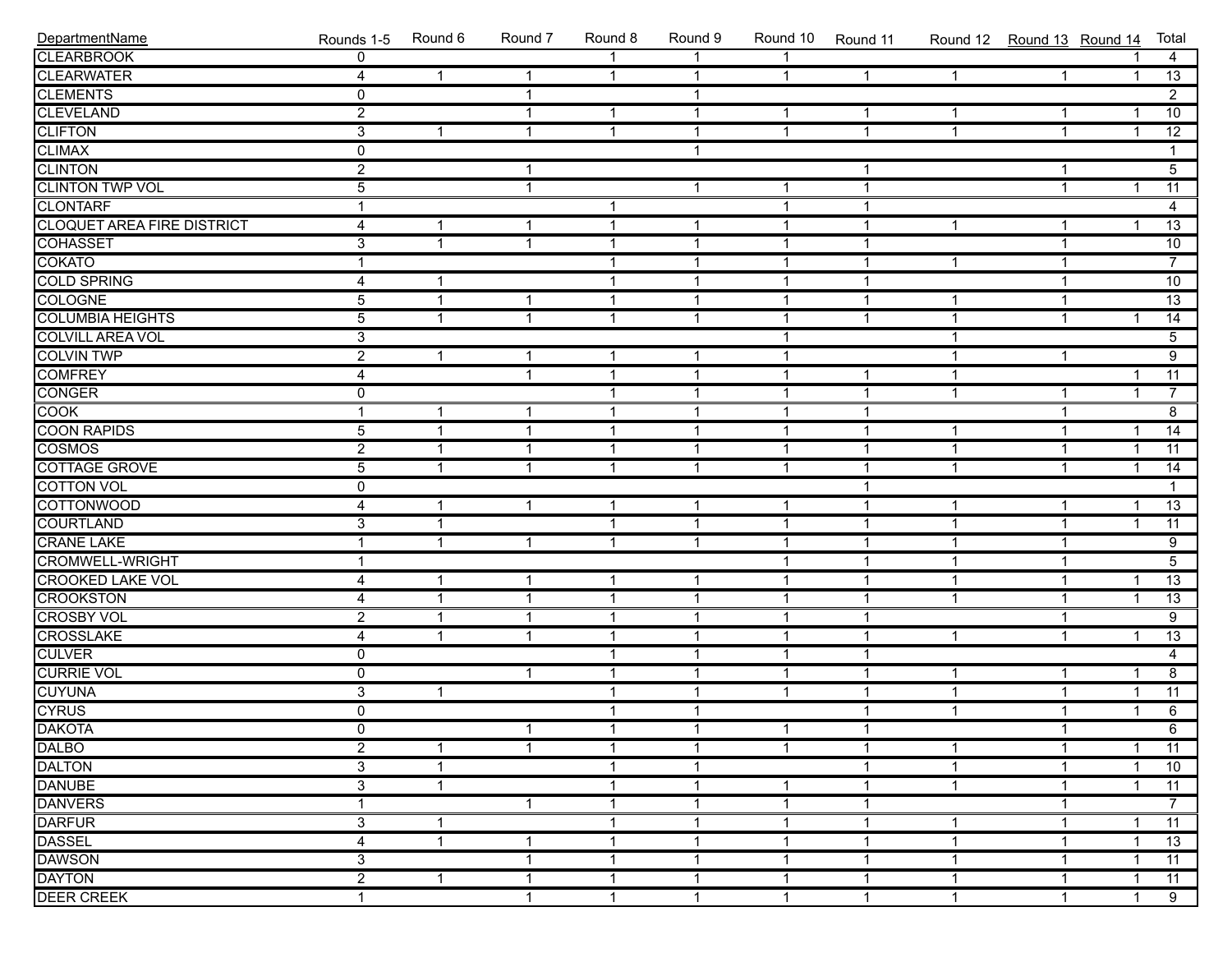| DepartmentName | Rounds 1-5 | Round 6 | Round 7 | Round 8 | Round 9 | Round 10 | Round 11 | Round 12 | Round 13 | Round 14 | Total |
|---|---|---|---|---|---|---|---|---|---|---|---|
| CLEARBROOK | 0 | | | 1 | 1 | 1 | | | | 1 | 4 |
| CLEARWATER | 4 | 1 | 1 | 1 | 1 | 1 | 1 | 1 | 1 | 1 | 13 |
| CLEMENTS | 0 | | 1 | | 1 | | | | | | 2 |
| CLEVELAND | 2 | | 1 | 1 | 1 | 1 | 1 | 1 | 1 | 1 | 10 |
| CLIFTON | 3 | 1 | 1 | 1 | 1 | 1 | 1 | 1 | 1 | 1 | 12 |
| CLIMAX | 0 | | | | 1 | | | | | | 1 |
| CLINTON | 2 | | 1 | | | | 1 | | 1 | | 5 |
| CLINTON TWP VOL | 5 | | 1 | | 1 | 1 | 1 | | 1 | 1 | 11 |
| CLONTARF | 1 | | | 1 | | 1 | 1 | | | | 4 |
| CLOQUET AREA FIRE DISTRICT | 4 | 1 | 1 | 1 | 1 | 1 | 1 | 1 | 1 | 1 | 13 |
| COHASSET | 3 | 1 | 1 | 1 | 1 | 1 | 1 | | 1 | | 10 |
| COKATO | 1 | | | 1 | 1 | 1 | 1 | 1 | 1 | | 7 |
| COLD SPRING | 4 | 1 | | 1 | 1 | 1 | 1 | | 1 | | 10 |
| COLOGNE | 5 | 1 | 1 | 1 | 1 | 1 | 1 | 1 | 1 | | 13 |
| COLUMBIA HEIGHTS | 5 | 1 | 1 | 1 | 1 | 1 | 1 | 1 | 1 | 1 | 14 |
| COLVILL AREA VOL | 3 | | | | | 1 | | 1 | | | 5 |
| COLVIN TWP | 2 | 1 | 1 | 1 | 1 | 1 | | 1 | 1 | | 9 |
| COMFREY | 4 | | 1 | 1 | 1 | 1 | 1 | 1 | | 1 | 11 |
| CONGER | 0 | | | 1 | 1 | 1 | 1 | 1 | 1 | 1 | 7 |
| COOK | 1 | 1 | 1 | 1 | 1 | 1 | 1 | | 1 | | 8 |
| COON RAPIDS | 5 | 1 | 1 | 1 | 1 | 1 | 1 | 1 | 1 | 1 | 14 |
| COSMOS | 2 | 1 | 1 | 1 | 1 | 1 | 1 | 1 | 1 | 1 | 11 |
| COTTAGE GROVE | 5 | 1 | 1 | 1 | 1 | 1 | 1 | 1 | 1 | 1 | 14 |
| COTTON VOL | 0 | | | | | | 1 | | | | 1 |
| COTTONWOOD | 4 | 1 | 1 | 1 | 1 | 1 | 1 | 1 | 1 | 1 | 13 |
| COURTLAND | 3 | 1 | | 1 | 1 | 1 | 1 | 1 | 1 | 1 | 11 |
| CRANE LAKE | 1 | 1 | 1 | 1 | 1 | 1 | 1 | 1 | 1 | | 9 |
| CROMWELL-WRIGHT | 1 | | | | | 1 | 1 | 1 | 1 | | 5 |
| CROOKED LAKE VOL | 4 | 1 | 1 | 1 | 1 | 1 | 1 | 1 | 1 | 1 | 13 |
| CROOKSTON | 4 | 1 | 1 | 1 | 1 | 1 | 1 | 1 | 1 | 1 | 13 |
| CROSBY VOL | 2 | 1 | 1 | 1 | 1 | 1 | 1 | | 1 | | 9 |
| CROSSLAKE | 4 | 1 | 1 | 1 | 1 | 1 | 1 | 1 | 1 | 1 | 13 |
| CULVER | 0 | | | 1 | 1 | 1 | 1 | | | | 4 |
| CURRIE VOL | 0 | | 1 | 1 | 1 | 1 | 1 | 1 | 1 | 1 | 8 |
| CUYUNA | 3 | 1 | | 1 | 1 | 1 | 1 | 1 | 1 | 1 | 11 |
| CYRUS | 0 | | | 1 | 1 | | 1 | 1 | 1 | 1 | 6 |
| DAKOTA | 0 | | 1 | 1 | 1 | 1 | 1 | | 1 | | 6 |
| DALBO | 2 | 1 | 1 | 1 | 1 | 1 | 1 | 1 | 1 | 1 | 11 |
| DALTON | 3 | 1 | | 1 | 1 | | 1 | 1 | 1 | 1 | 10 |
| DANUBE | 3 | 1 | | 1 | 1 | 1 | 1 | 1 | 1 | 1 | 11 |
| DANVERS | 1 | | 1 | 1 | 1 | 1 | 1 | | 1 | | 7 |
| DARFUR | 3 | 1 | | 1 | 1 | 1 | 1 | 1 | 1 | 1 | 11 |
| DASSEL | 4 | 1 | 1 | 1 | 1 | 1 | 1 | 1 | 1 | 1 | 13 |
| DAWSON | 3 | | 1 | 1 | 1 | 1 | 1 | 1 | 1 | 1 | 11 |
| DAYTON | 2 | 1 | 1 | 1 | 1 | 1 | 1 | 1 | 1 | 1 | 11 |
| DEER CREEK | 1 | | 1 | 1 | 1 | 1 | 1 | 1 | 1 | 1 | 9 |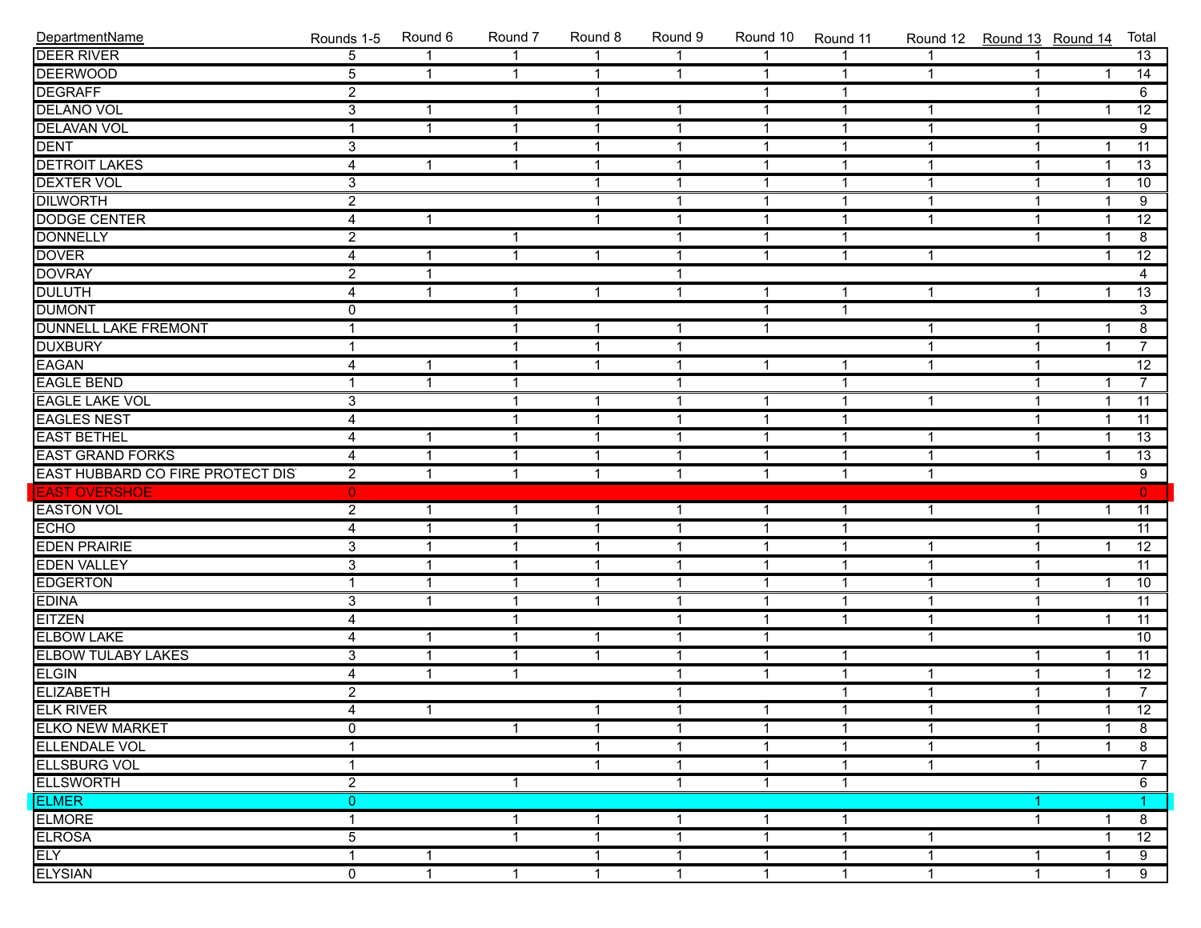| DepartmentName | Rounds 1-5 | Round 6 | Round 7 | Round 8 | Round 9 | Round 10 | Round 11 | Round 12 | Round 13 | Round 14 | Total |
|---|---|---|---|---|---|---|---|---|---|---|---|
| DEER RIVER | 5 | 1 | 1 | 1 | 1 | 1 | 1 | 1 | 1 | | 13 |
| DEERWOOD | 5 | 1 | 1 | 1 | 1 | 1 | 1 | 1 | 1 | 1 | 14 |
| DEGRAFF | 2 | | | 1 | | 1 | 1 | | 1 | | 6 |
| DELANO VOL | 3 | 1 | 1 | 1 | 1 | 1 | 1 | 1 | 1 | 1 | 12 |
| DELAVAN VOL | 1 | 1 | 1 | 1 | 1 | 1 | 1 | 1 | 1 | | 9 |
| DENT | 3 | | 1 | 1 | 1 | 1 | 1 | 1 | 1 | 1 | 11 |
| DETROIT LAKES | 4 | 1 | 1 | 1 | 1 | 1 | 1 | 1 | 1 | 1 | 13 |
| DEXTER VOL | 3 | | | 1 | 1 | 1 | 1 | 1 | 1 | 1 | 10 |
| DILWORTH | 2 | | | 1 | 1 | 1 | 1 | 1 | 1 | 1 | 9 |
| DODGE CENTER | 4 | 1 | | 1 | 1 | 1 | 1 | 1 | 1 | 1 | 12 |
| DONNELLY | 2 | | 1 | | 1 | 1 | 1 | | 1 | 1 | 8 |
| DOVER | 4 | 1 | 1 | 1 | 1 | 1 | 1 | 1 | | 1 | 12 |
| DOVRAY | 2 | 1 | | | 1 | | | | | | 4 |
| DULUTH | 4 | 1 | 1 | | 1 | 1 | 1 | 1 | 1 | 1 | 13 |
| DUMONT | 0 | | 1 | | | 1 | 1 | | | | 3 |
| DUNNELL LAKE FREMONT | 1 | | 1 | 1 | 1 | 1 | | 1 | 1 | 1 | 8 |
| DUXBURY | 1 | | 1 | 1 | 1 | | | 1 | 1 | 1 | 7 |
| EAGAN | 4 | 1 | 1 | 1 | 1 | 1 | 1 | 1 | 1 | | 12 |
| EAGLE BEND | 1 | 1 | 1 | | 1 | | 1 | | 1 | 1 | 7 |
| EAGLE LAKE VOL | 3 | | 1 | 1 | 1 | 1 | 1 | 1 | 1 | 1 | 11 |
| EAGLES NEST | 4 | | 1 | 1 | 1 | 1 | 1 | | 1 | 1 | 11 |
| EAST BETHEL | 4 | 1 | 1 | 1 | 1 | 1 | 1 | 1 | 1 | 1 | 13 |
| EAST GRAND FORKS | 4 | 1 | 1 | 1 | 1 | 1 | 1 | 1 | 1 | 1 | 13 |
| EAST HUBBARD CO FIRE PROTECT DIS | 2 | 1 | 1 | 1 | 1 | 1 | 1 | 1 | | | 9 |
| EAST OVERSHOE | 0 | | | | | | | | | | 0 |
| EASTON VOL | 2 | 1 | 1 | 1 | 1 | 1 | 1 | 1 | 1 | 1 | 11 |
| ECHO | 4 | 1 | 1 | 1 | 1 | 1 | 1 | | 1 | | 11 |
| EDEN PRAIRIE | 3 | 1 | 1 | 1 | 1 | 1 | 1 | 1 | 1 | 1 | 12 |
| EDEN VALLEY | 3 | 1 | 1 | 1 | 1 | 1 | 1 | 1 | 1 | | 11 |
| EDGERTON | 1 | 1 | 1 | 1 | 1 | 1 | 1 | 1 | 1 | 1 | 10 |
| EDINA | 3 | 1 | 1 | 1 | 1 | 1 | 1 | 1 | 1 | | 11 |
| EITZEN | 4 | | 1 | | 1 | 1 | 1 | 1 | 1 | 1 | 11 |
| ELBOW LAKE | 4 | 1 | 1 | 1 | 1 | 1 | | 1 | | | 10 |
| ELBOW TULABY LAKES | 3 | 1 | 1 | 1 | 1 | 1 | 1 | | 1 | 1 | 11 |
| ELGIN | 4 | 1 | 1 | | 1 | 1 | 1 | 1 | 1 | 1 | 12 |
| ELIZABETH | 2 | | | | 1 | | 1 | 1 | 1 | 1 | 7 |
| ELK RIVER | 4 | 1 | | 1 | 1 | 1 | 1 | 1 | 1 | 1 | 12 |
| ELKO NEW MARKET | 0 | | 1 | 1 | 1 | 1 | 1 | 1 | 1 | 1 | 8 |
| ELLENDALE VOL | 1 | | | 1 | 1 | 1 | 1 | 1 | 1 | 1 | 8 |
| ELLSBURG VOL | 1 | | | 1 | 1 | 1 | 1 | 1 | 1 | | 7 |
| ELLSWORTH | 2 | | 1 | | 1 | 1 | 1 | | | | 6 |
| ELMER | 0 | | | | | | | | 1 | | 1 |
| ELMORE | 1 | | 1 | 1 | 1 | 1 | 1 | | 1 | 1 | 8 |
| ELROSA | 5 | | 1 | 1 | 1 | 1 | 1 | 1 | | 1 | 12 |
| ELY | 1 | 1 | | 1 | 1 | 1 | 1 | 1 | 1 | 1 | 9 |
| ELYSIAN | 0 | 1 | 1 | 1 | 1 | 1 | 1 | 1 | 1 | 1 | 9 |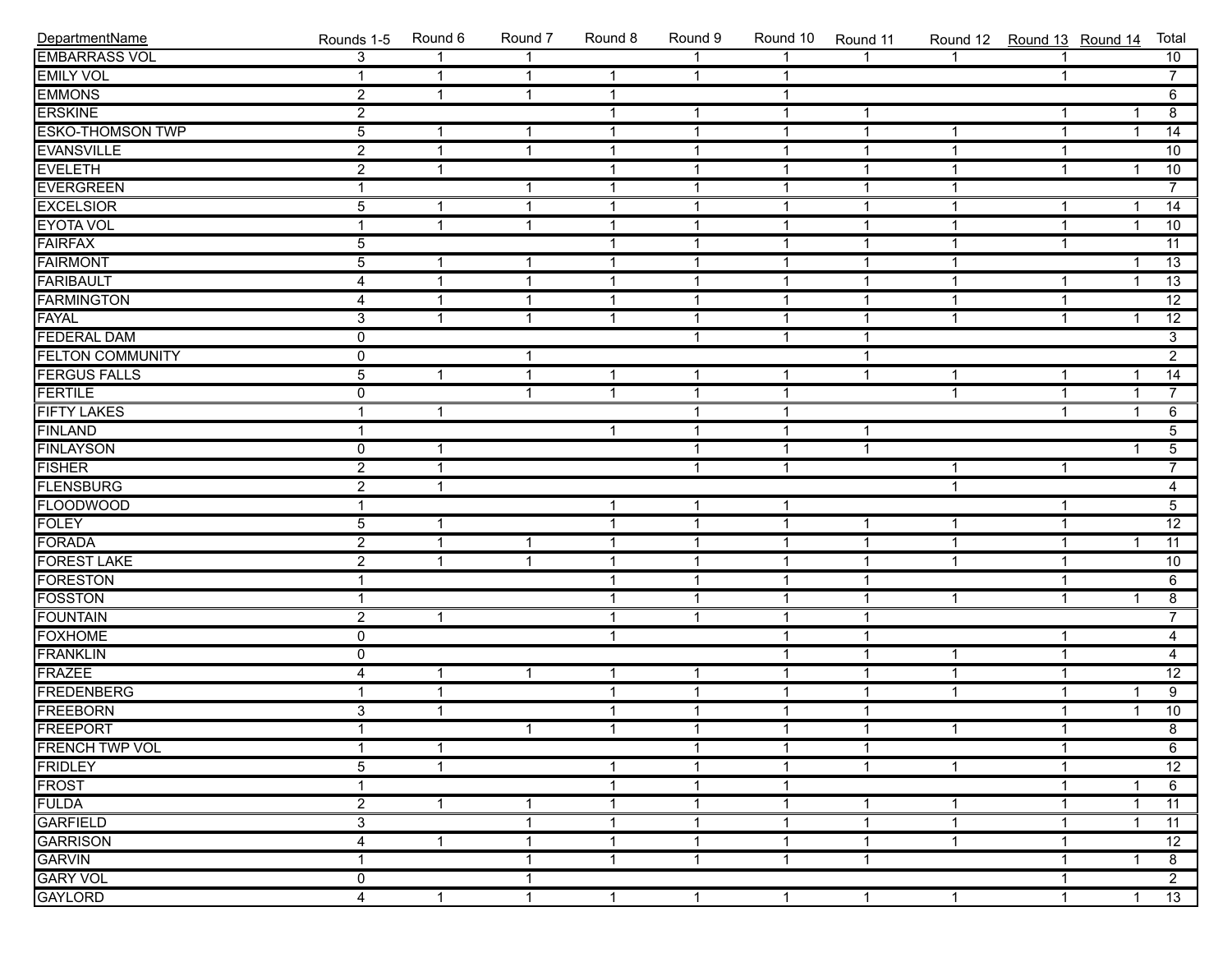| DepartmentName | Rounds 1-5 | Round 6 | Round 7 | Round 8 | Round 9 | Round 10 | Round 11 | Round 12 | Round 13 | Round 14 | Total |
|---|---|---|---|---|---|---|---|---|---|---|---|
| EMBARRASS VOL | 3 | 1 | 1 | | 1 | 1 | 1 | 1 | 1 | | 10 |
| EMILY VOL | 1 | 1 | 1 | 1 | 1 | 1 | | | 1 | | 7 |
| EMMONS | 2 | 1 | 1 | 1 | | 1 | | | | | 6 |
| ERSKINE | 2 | | | 1 | 1 | 1 | 1 | | 1 | 1 | 8 |
| ESKO-THOMSON TWP | 5 | 1 | 1 | 1 | 1 | 1 | 1 | 1 | 1 | 1 | 14 |
| EVANSVILLE | 2 | 1 | 1 | 1 | 1 | 1 | 1 | 1 | 1 | | 10 |
| EVELETH | 2 | 1 | | 1 | 1 | 1 | 1 | 1 | 1 | 1 | 10 |
| EVERGREEN | 1 | | 1 | 1 | 1 | 1 | 1 | 1 | | | 7 |
| EXCELSIOR | 5 | 1 | 1 | 1 | 1 | 1 | 1 | 1 | 1 | 1 | 14 |
| EYOTA VOL | 1 | 1 | 1 | 1 | 1 | 1 | 1 | 1 | 1 | 1 | 10 |
| FAIRFAX | 5 | | | 1 | 1 | 1 | 1 | 1 | 1 | | 11 |
| FAIRMONT | 5 | 1 | 1 | 1 | 1 | 1 | 1 | 1 | | 1 | 13 |
| FARIBAULT | 4 | 1 | 1 | 1 | 1 | 1 | 1 | 1 | 1 | 1 | 13 |
| FARMINGTON | 4 | 1 | 1 | 1 | 1 | 1 | 1 | 1 | 1 | | 12 |
| FAYAL | 3 | 1 | 1 | 1 | 1 | 1 | 1 | 1 | 1 | 1 | 12 |
| FEDERAL DAM | 0 | | | | 1 | 1 | 1 | | | | 3 |
| FELTON COMMUNITY | 0 | | 1 | | | | 1 | | | | 2 |
| FERGUS FALLS | 5 | 1 | 1 | 1 | 1 | 1 | 1 | 1 | 1 | 1 | 14 |
| FERTILE | 0 | | 1 | 1 | 1 | 1 | | 1 | 1 | 1 | 7 |
| FIFTY LAKES | 1 | 1 | | | 1 | 1 | | | 1 | 1 | 6 |
| FINLAND | 1 | | | 1 | 1 | 1 | 1 | | | | 5 |
| FINLAYSON | 0 | 1 | | | 1 | 1 | 1 | | | 1 | 5 |
| FISHER | 2 | 1 | | | 1 | 1 | | 1 | 1 | | 7 |
| FLENSBURG | 2 | 1 | | | | | | 1 | | | 4 |
| FLOODWOOD | 1 | | | 1 | 1 | 1 | | | 1 | | 5 |
| FOLEY | 5 | 1 | | 1 | 1 | 1 | 1 | 1 | 1 | | 12 |
| FORADA | 2 | 1 | 1 | 1 | 1 | 1 | 1 | 1 | 1 | 1 | 11 |
| FOREST LAKE | 2 | 1 | 1 | 1 | 1 | 1 | 1 | 1 | 1 | | 10 |
| FORESTON | 1 | | | 1 | 1 | 1 | 1 | | 1 | | 6 |
| FOSSTON | 1 | | | 1 | 1 | 1 | 1 | 1 | 1 | 1 | 8 |
| FOUNTAIN | 2 | 1 | | 1 | 1 | 1 | 1 | | | | 7 |
| FOXHOME | 0 | | | 1 | | 1 | 1 | | 1 | | 4 |
| FRANKLIN | 0 | | | | | 1 | 1 | 1 | 1 | | 4 |
| FRAZEE | 4 | 1 | 1 | 1 | 1 | 1 | 1 | 1 | 1 | | 12 |
| FREDENBERG | 1 | 1 | | 1 | 1 | 1 | 1 | 1 | 1 | 1 | 9 |
| FREEBORN | 3 | 1 | | 1 | 1 | 1 | 1 | | 1 | 1 | 10 |
| FREEPORT | 1 | | 1 | 1 | 1 | 1 | 1 | 1 | 1 | | 8 |
| FRENCH TWP VOL | 1 | 1 | | | 1 | 1 | 1 | | 1 | | 6 |
| FRIDLEY | 5 | 1 | | 1 | 1 | 1 | 1 | 1 | 1 | | 12 |
| FROST | 1 | | | 1 | 1 | 1 | | | 1 | 1 | 6 |
| FULDA | 2 | 1 | 1 | 1 | 1 | 1 | 1 | 1 | 1 | 1 | 11 |
| GARFIELD | 3 | | 1 | 1 | 1 | 1 | 1 | 1 | 1 | 1 | 11 |
| GARRISON | 4 | 1 | 1 | 1 | 1 | 1 | 1 | 1 | 1 | | 12 |
| GARVIN | 1 | | 1 | 1 | 1 | 1 | 1 | | 1 | 1 | 8 |
| GARY VOL | 0 | | 1 | | | | | | 1 | | 2 |
| GAYLORD | 4 | 1 | 1 | 1 | 1 | 1 | 1 | 1 | 1 | 1 | 13 |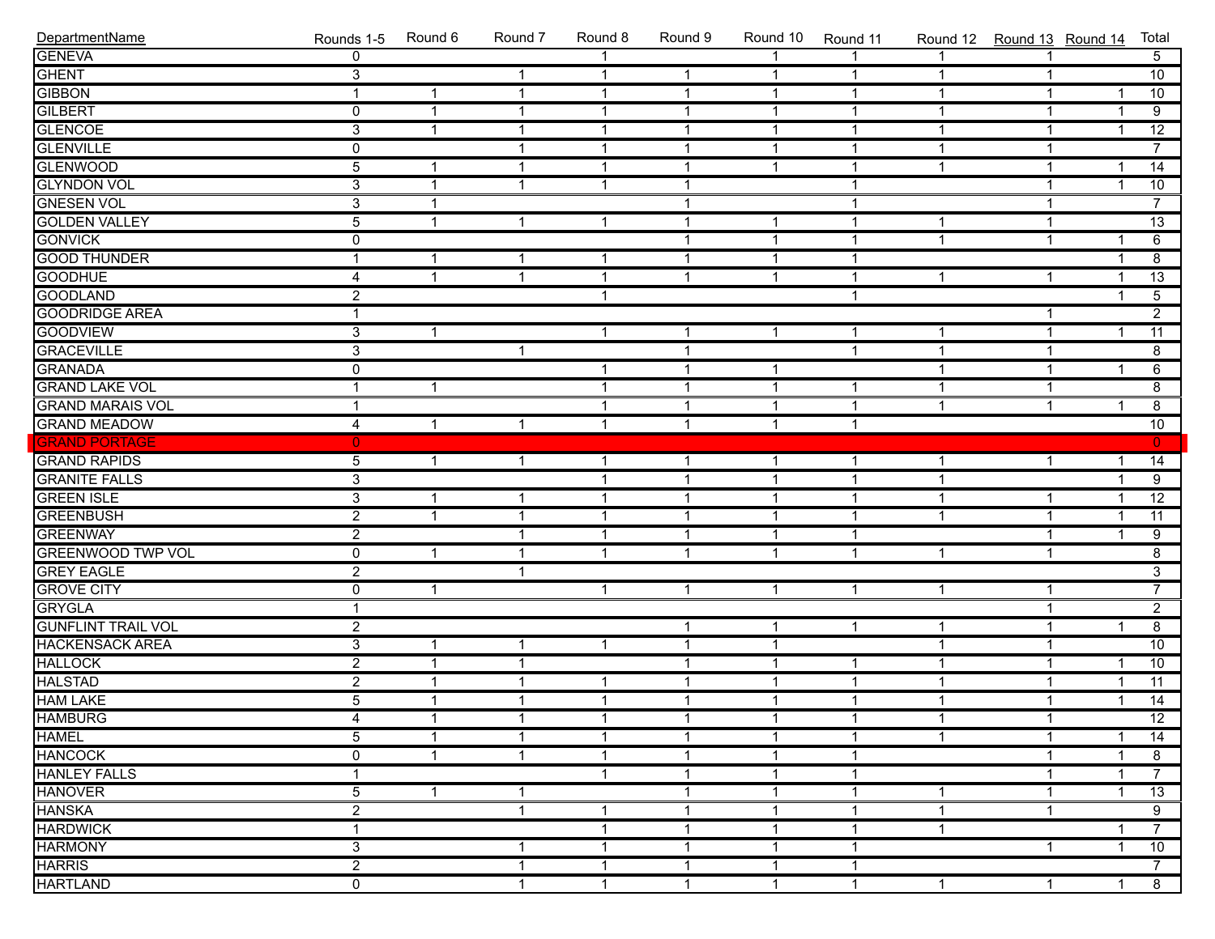| DepartmentName | Rounds 1-5 | Round 6 | Round 7 | Round 8 | Round 9 | Round 10 | Round 11 | Round 12 | Round 13 | Round 14 | Total |
|---|---|---|---|---|---|---|---|---|---|---|---|
| GENEVA | 0 | | | 1 | | 1 | 1 | 1 | 1 | | 5 |
| GHENT | 3 | | 1 | 1 | 1 | 1 | 1 | 1 | 1 | | 10 |
| GIBBON | 1 | 1 | 1 | 1 | 1 | 1 | 1 | 1 | 1 | 1 | 10 |
| GILBERT | 0 | 1 | 1 | 1 | 1 | 1 | 1 | 1 | 1 | 1 | 9 |
| GLENCOE | 3 | 1 | 1 | 1 | 1 | 1 | 1 | 1 | 1 | 1 | 12 |
| GLENVILLE | 0 | | 1 | 1 | 1 | 1 | 1 | 1 | 1 | | 7 |
| GLENWOOD | 5 | 1 | 1 | 1 | 1 | 1 | 1 | 1 | 1 | 1 | 14 |
| GLYNDON VOL | 3 | 1 | 1 | 1 | 1 | | 1 | | 1 | 1 | 10 |
| GNESEN VOL | 3 | 1 | | | 1 | | 1 | | 1 | | 7 |
| GOLDEN VALLEY | 5 | 1 | 1 | 1 | 1 | 1 | 1 | 1 | 1 | | 13 |
| GONVICK | 0 | | | | 1 | 1 | 1 | 1 | 1 | 1 | 6 |
| GOOD THUNDER | 1 | 1 | 1 | 1 | 1 | 1 | 1 | | | 1 | 8 |
| GOODHUE | 4 | 1 | 1 | 1 | 1 | 1 | 1 | 1 | 1 | 1 | 13 |
| GOODLAND | 2 | | | 1 | | | 1 | | | 1 | 5 |
| GOODRIDGE AREA | 1 | | | | | | | | 1 | | 2 |
| GOODVIEW | 3 | 1 | | 1 | 1 | 1 | 1 | 1 | 1 | 1 | 11 |
| GRACEVILLE | 3 | | 1 | | 1 | | 1 | 1 | 1 | | 8 |
| GRANADA | 0 | | | 1 | 1 | 1 | | 1 | 1 | 1 | 6 |
| GRAND LAKE VOL | 1 | 1 | | 1 | 1 | 1 | 1 | 1 | 1 | | 8 |
| GRAND MARAIS VOL | 1 | | | 1 | 1 | 1 | 1 | 1 | 1 | 1 | 8 |
| GRAND MEADOW | 4 | 1 | 1 | 1 | 1 | 1 | 1 | | | | 10 |
| GRAND PORTAGE | 0 | | | | | | | | | | 0 |
| GRAND RAPIDS | 5 | 1 | 1 | 1 | 1 | 1 | 1 | 1 | 1 | 1 | 14 |
| GRANITE FALLS | 3 | | | 1 | 1 | 1 | 1 | 1 | | 1 | 9 |
| GREEN ISLE | 3 | 1 | 1 | 1 | 1 | 1 | 1 | 1 | 1 | 1 | 12 |
| GREENBUSH | 2 | 1 | 1 | 1 | 1 | 1 | 1 | 1 | 1 | 1 | 11 |
| GREENWAY | 2 | | 1 | 1 | 1 | 1 | 1 | | 1 | 1 | 9 |
| GREENWOOD TWP VOL | 0 | 1 | 1 | 1 | 1 | 1 | 1 | 1 | 1 | | 8 |
| GREY EAGLE | 2 | | 1 | | | | | | | | 3 |
| GROVE CITY | 0 | 1 | | 1 | 1 | 1 | 1 | 1 | 1 | | 7 |
| GRYGLA | 1 | | | | | | | | 1 | | 2 |
| GUNFLINT TRAIL VOL | 2 | | | | 1 | 1 | 1 | 1 | 1 | 1 | 8 |
| HACKENSACK AREA | 3 | 1 | 1 | 1 | 1 | 1 | | 1 | 1 | | 10 |
| HALLOCK | 2 | 1 | 1 | | 1 | 1 | 1 | 1 | 1 | 1 | 10 |
| HALSTAD | 2 | 1 | 1 | 1 | 1 | 1 | 1 | 1 | 1 | 1 | 11 |
| HAM LAKE | 5 | 1 | 1 | 1 | 1 | 1 | 1 | 1 | 1 | 1 | 14 |
| HAMBURG | 4 | 1 | 1 | 1 | 1 | 1 | 1 | 1 | 1 | | 12 |
| HAMEL | 5 | 1 | 1 | 1 | 1 | 1 | 1 | 1 | 1 | 1 | 14 |
| HANCOCK | 0 | 1 | 1 | 1 | 1 | 1 | 1 | | 1 | 1 | 8 |
| HANLEY FALLS | 1 | | | 1 | 1 | 1 | 1 | | 1 | 1 | 7 |
| HANOVER | 5 | 1 | 1 | | 1 | 1 | 1 | 1 | 1 | 1 | 13 |
| HANSKA | 2 | | 1 | 1 | 1 | 1 | 1 | 1 | 1 | | 9 |
| HARDWICK | 1 | | | 1 | 1 | 1 | 1 | 1 | | 1 | 7 |
| HARMONY | 3 | | 1 | 1 | 1 | 1 | 1 | | 1 | 1 | 10 |
| HARRIS | 2 | | 1 | 1 | 1 | 1 | 1 | | | | 7 |
| HARTLAND | 0 | | 1 | 1 | 1 | 1 | 1 | 1 | 1 | 1 | 8 |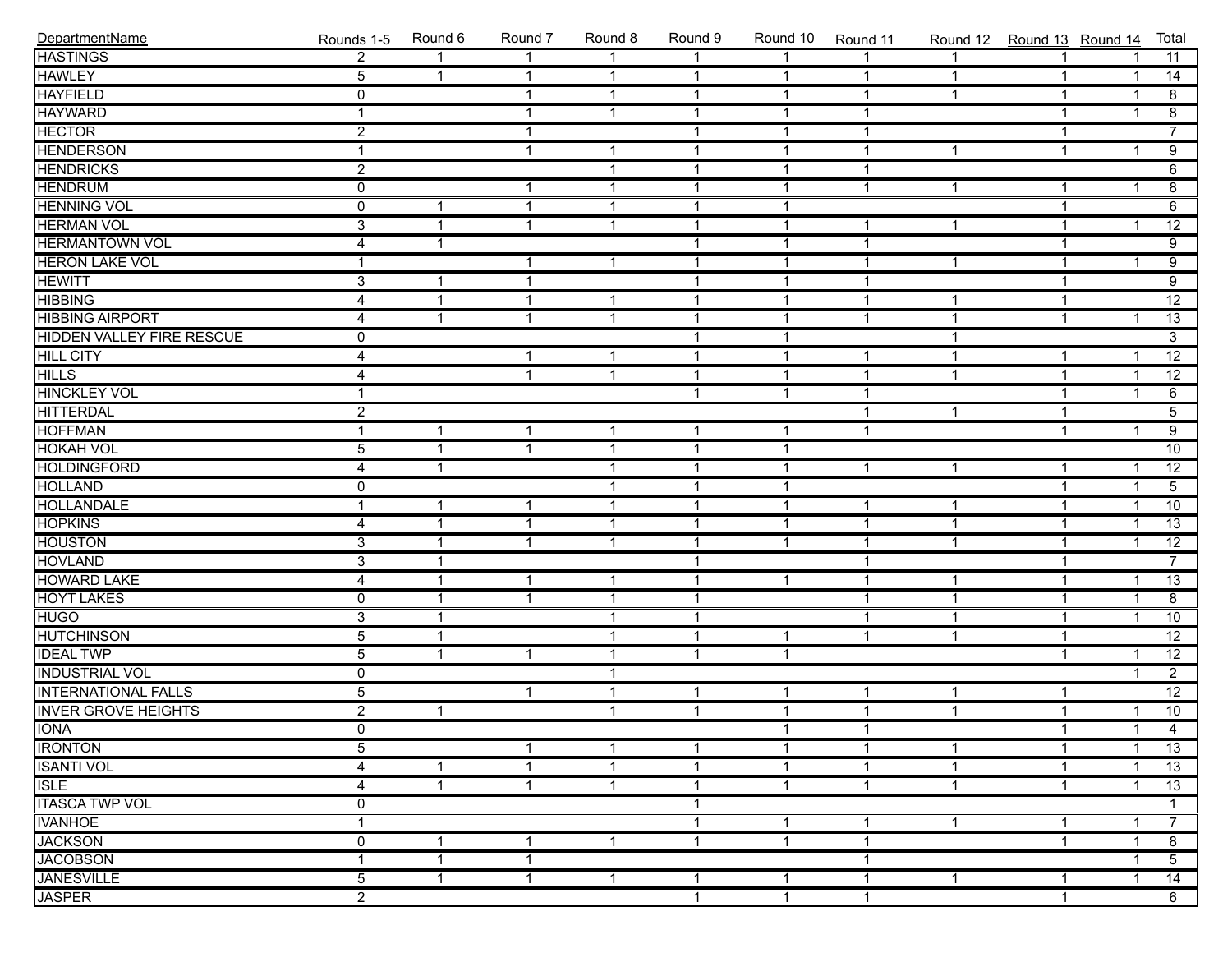| DepartmentName | Rounds 1-5 | Round 6 | Round 7 | Round 8 | Round 9 | Round 10 | Round 11 | Round 12 | Round 13 | Round 14 | Total |
|---|---|---|---|---|---|---|---|---|---|---|---|
| HASTINGS | 2 | 1 | 1 | 1 | 1 | 1 | 1 | 1 | 1 | 1 | 11 |
| HAWLEY | 5 | 1 | 1 | 1 | 1 | 1 | 1 | 1 | 1 | 1 | 14 |
| HAYFIELD | 0 | | 1 | 1 | 1 | 1 | 1 | 1 | 1 | 1 | 8 |
| HAYWARD | 1 | | 1 | 1 | 1 | 1 | 1 | | 1 | 1 | 8 |
| HECTOR | 2 | | 1 | | 1 | 1 | 1 | | 1 | | 7 |
| HENDERSON | 1 | | 1 | 1 | 1 | 1 | 1 | 1 | 1 | 1 | 9 |
| HENDRICKS | 2 | | | 1 | 1 | 1 | 1 | | | | 6 |
| HENDRUM | 0 | | 1 | 1 | 1 | 1 | 1 | 1 | 1 | 1 | 8 |
| HENNING VOL | 0 | 1 | 1 | 1 | 1 | 1 | | | 1 | | 6 |
| HERMAN VOL | 3 | 1 | 1 | 1 | 1 | 1 | 1 | 1 | 1 | 1 | 12 |
| HERMANTOWN VOL | 4 | 1 | | | 1 | 1 | 1 | | 1 | | 9 |
| HERON LAKE VOL | 1 | | 1 | 1 | 1 | 1 | 1 | 1 | 1 | 1 | 9 |
| HEWITT | 3 | 1 | 1 | | 1 | 1 | 1 | | 1 | | 9 |
| HIBBING | 4 | 1 | 1 | 1 | 1 | 1 | 1 | 1 | 1 | | 12 |
| HIBBING AIRPORT | 4 | 1 | 1 | 1 | 1 | 1 | 1 | 1 | 1 | 1 | 13 |
| HIDDEN VALLEY FIRE RESCUE | 0 | | | | 1 | 1 | | 1 | | | 3 |
| HILL CITY | 4 | | 1 | 1 | 1 | 1 | 1 | 1 | 1 | 1 | 12 |
| HILLS | 4 | | 1 | 1 | 1 | 1 | 1 | 1 | 1 | 1 | 12 |
| HINCKLEY VOL | 1 | | | | 1 | 1 | 1 | | 1 | 1 | 6 |
| HITTERDAL | 2 | | | | | | 1 | 1 | 1 | | 5 |
| HOFFMAN | 1 | 1 | 1 | 1 | 1 | 1 | 1 | | 1 | 1 | 9 |
| HOKAH VOL | 5 | 1 | 1 | 1 | 1 | 1 | | | | | 10 |
| HOLDINGFORD | 4 | 1 | | 1 | 1 | 1 | 1 | 1 | 1 | 1 | 12 |
| HOLLAND | 0 | | | 1 | 1 | 1 | | | 1 | 1 | 5 |
| HOLLANDALE | 1 | 1 | 1 | 1 | 1 | 1 | 1 | 1 | 1 | 1 | 10 |
| HOPKINS | 4 | 1 | 1 | 1 | 1 | 1 | 1 | 1 | 1 | 1 | 13 |
| HOUSTON | 3 | 1 | 1 | 1 | 1 | 1 | 1 | 1 | 1 | 1 | 12 |
| HOVLAND | 3 | 1 | | | 1 | | 1 | | 1 | | 7 |
| HOWARD LAKE | 4 | 1 | 1 | 1 | 1 | 1 | 1 | 1 | 1 | 1 | 13 |
| HOYT LAKES | 0 | 1 | 1 | 1 | 1 | | 1 | 1 | 1 | 1 | 8 |
| HUGO | 3 | 1 | | 1 | 1 | | 1 | 1 | 1 | 1 | 10 |
| HUTCHINSON | 5 | 1 | | 1 | 1 | 1 | 1 | 1 | 1 | | 12 |
| IDEAL TWP | 5 | 1 | 1 | 1 | 1 | 1 | | | 1 | 1 | 12 |
| INDUSTRIAL VOL | 0 | | | 1 | | | | | | 1 | 2 |
| INTERNATIONAL FALLS | 5 | | 1 | 1 | 1 | 1 | 1 | 1 | 1 | | 12 |
| INVER GROVE HEIGHTS | 2 | 1 | | 1 | 1 | 1 | 1 | 1 | 1 | 1 | 10 |
| IONA | 0 | | | | | 1 | 1 | | 1 | 1 | 4 |
| IRONTON | 5 | | 1 | 1 | 1 | 1 | 1 | 1 | 1 | 1 | 13 |
| ISANTI VOL | 4 | 1 | 1 | 1 | 1 | 1 | 1 | 1 | 1 | 1 | 13 |
| ISLE | 4 | 1 | 1 | 1 | 1 | 1 | 1 | 1 | 1 | 1 | 13 |
| ITASCA TWP VOL | 0 | | | | 1 | | | | | | 1 |
| IVANHOE | 1 | | | | 1 | 1 | 1 | 1 | 1 | 1 | 7 |
| JACKSON | 0 | 1 | 1 | 1 | 1 | 1 | 1 | | 1 | 1 | 8 |
| JACOBSON | 1 | 1 | 1 | | | | 1 | | | 1 | 5 |
| JANESVILLE | 5 | 1 | 1 | 1 | 1 | 1 | 1 | 1 | 1 | 1 | 14 |
| JASPER | 2 | | | | 1 | 1 | 1 | | 1 | | 6 |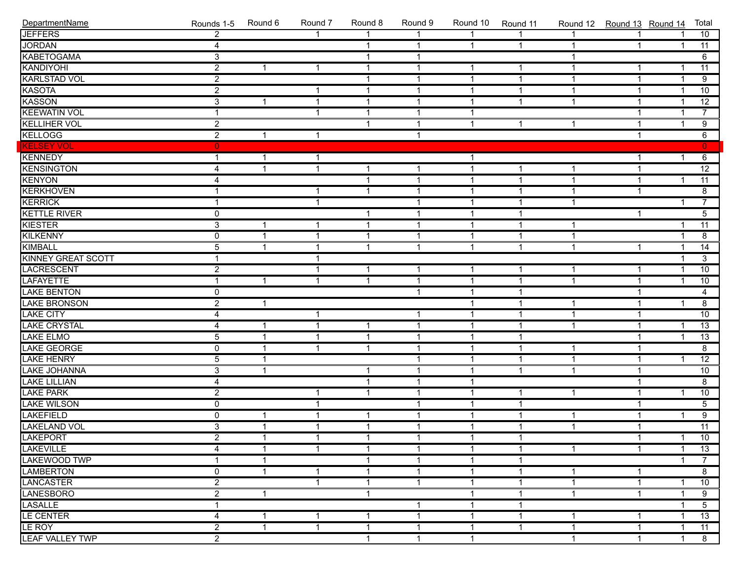| DepartmentName | Rounds 1-5 | Round 6 | Round 7 | Round 8 | Round 9 | Round 10 | Round 11 | Round 12 | Round 13 | Round 14 | Total |
|---|---|---|---|---|---|---|---|---|---|---|---|
| JEFFERS | 2 | | 1 | 1 | 1 | 1 | 1 | 1 | 1 | 1 | 10 |
| JORDAN | 4 | | | 1 | 1 | 1 | 1 | 1 | 1 | 1 | 11 |
| KABETOGAMA | 3 | | | 1 | 1 | | | 1 | | | 6 |
| KANDIYOHI | 2 | 1 | 1 | 1 | 1 | 1 | 1 | 1 | 1 | 1 | 11 |
| KARLSTAD VOL | 2 | | | 1 | 1 | 1 | 1 | 1 | 1 | 1 | 9 |
| KASOTA | 2 | | 1 | 1 | 1 | 1 | 1 | 1 | 1 | 1 | 10 |
| KASSON | 3 | 1 | 1 | 1 | 1 | 1 | 1 | 1 | 1 | 1 | 12 |
| KEEWATIN VOL | 1 | | 1 | 1 | 1 | 1 | | | 1 | 1 | 7 |
| KELLIHER VOL | 2 | | | 1 | 1 | 1 | 1 | 1 | 1 | 1 | 9 |
| KELLOGG | 2 | 1 | 1 | | 1 | | | | 1 | | 6 |
| KELSEY VOL | 0 | | | | | | | | | | 0 |
| KENNEDY | 1 | 1 | 1 | | | 1 | | | 1 | 1 | 6 |
| KENSINGTON | 4 | 1 | 1 | 1 | 1 | 1 | 1 | 1 | 1 | | 12 |
| KENYON | 4 | | | 1 | 1 | 1 | 1 | 1 | 1 | 1 | 11 |
| KERKHOVEN | 1 | | 1 | 1 | 1 | 1 | 1 | 1 | 1 | | 8 |
| KERRICK | 1 | | 1 | | 1 | 1 | 1 | 1 | | 1 | 7 |
| KETTLE RIVER | 0 | | | 1 | 1 | 1 | 1 | | 1 | | 5 |
| KIESTER | 3 | 1 | 1 | 1 | 1 | 1 | 1 | 1 | | 1 | 11 |
| KILKENNY | 0 | 1 | 1 | 1 | 1 | 1 | 1 | 1 | | 1 | 8 |
| KIMBALL | 5 | 1 | 1 | 1 | 1 | 1 | 1 | 1 | 1 | 1 | 14 |
| KINNEY GREAT SCOTT | 1 | | 1 | | | | | | | 1 | 3 |
| LACRESCENT | 2 | | 1 | 1 | 1 | 1 | 1 | 1 | 1 | 1 | 10 |
| LAFAYETTE | 1 | 1 | 1 | 1 | 1 | 1 | 1 | 1 | 1 | 1 | 10 |
| LAKE BENTON | 0 | | | | 1 | 1 | 1 | | 1 | | 4 |
| LAKE BRONSON | 2 | 1 | | | | 1 | 1 | 1 | 1 | 1 | 8 |
| LAKE CITY | 4 | | 1 | | 1 | 1 | 1 | 1 | 1 | | 10 |
| LAKE CRYSTAL | 4 | 1 | 1 | 1 | 1 | 1 | 1 | 1 | 1 | 1 | 13 |
| LAKE ELMO | 5 | 1 | 1 | 1 | 1 | 1 | 1 | | 1 | 1 | 13 |
| LAKE GEORGE | 0 | 1 | 1 | 1 | 1 | 1 | 1 | 1 | 1 | | 8 |
| LAKE HENRY | 5 | 1 | | | 1 | 1 | 1 | 1 | 1 | 1 | 12 |
| LAKE JOHANNA | 3 | 1 | | 1 | 1 | 1 | 1 | 1 | 1 | | 10 |
| LAKE LILLIAN | 4 | | | 1 | 1 | 1 | | | 1 | | 8 |
| LAKE PARK | 2 | | 1 | 1 | 1 | 1 | 1 | 1 | 1 | 1 | 10 |
| LAKE WILSON | 0 | | 1 | | 1 | 1 | 1 | | 1 | | 5 |
| LAKEFIELD | 0 | 1 | 1 | 1 | 1 | 1 | 1 | 1 | 1 | 1 | 9 |
| LAKELAND VOL | 3 | 1 | 1 | 1 | 1 | 1 | 1 | 1 | 1 | | 11 |
| LAKEPORT | 2 | 1 | 1 | 1 | 1 | 1 | 1 | | 1 | 1 | 10 |
| LAKEVILLE | 4 | 1 | 1 | 1 | 1 | 1 | 1 | 1 | 1 | 1 | 13 |
| LAKEWOOD TWP | 1 | 1 | | 1 | 1 | 1 | 1 | | | 1 | 7 |
| LAMBERTON | 0 | 1 | 1 | 1 | 1 | 1 | 1 | 1 | 1 | | 8 |
| LANCASTER | 2 | | 1 | 1 | 1 | 1 | 1 | 1 | 1 | 1 | 10 |
| LANESBORO | 2 | 1 | | 1 | | 1 | 1 | 1 | 1 | 1 | 9 |
| LASALLE | 1 | | | | 1 | 1 | 1 | | | 1 | 5 |
| LE CENTER | 4 | 1 | 1 | 1 | 1 | 1 | 1 | 1 | 1 | 1 | 13 |
| LE ROY | 2 | 1 | 1 | 1 | 1 | 1 | 1 | 1 | 1 | 1 | 11 |
| LEAF VALLEY TWP | 2 | | | 1 | 1 | 1 | | 1 | 1 | 1 | 8 |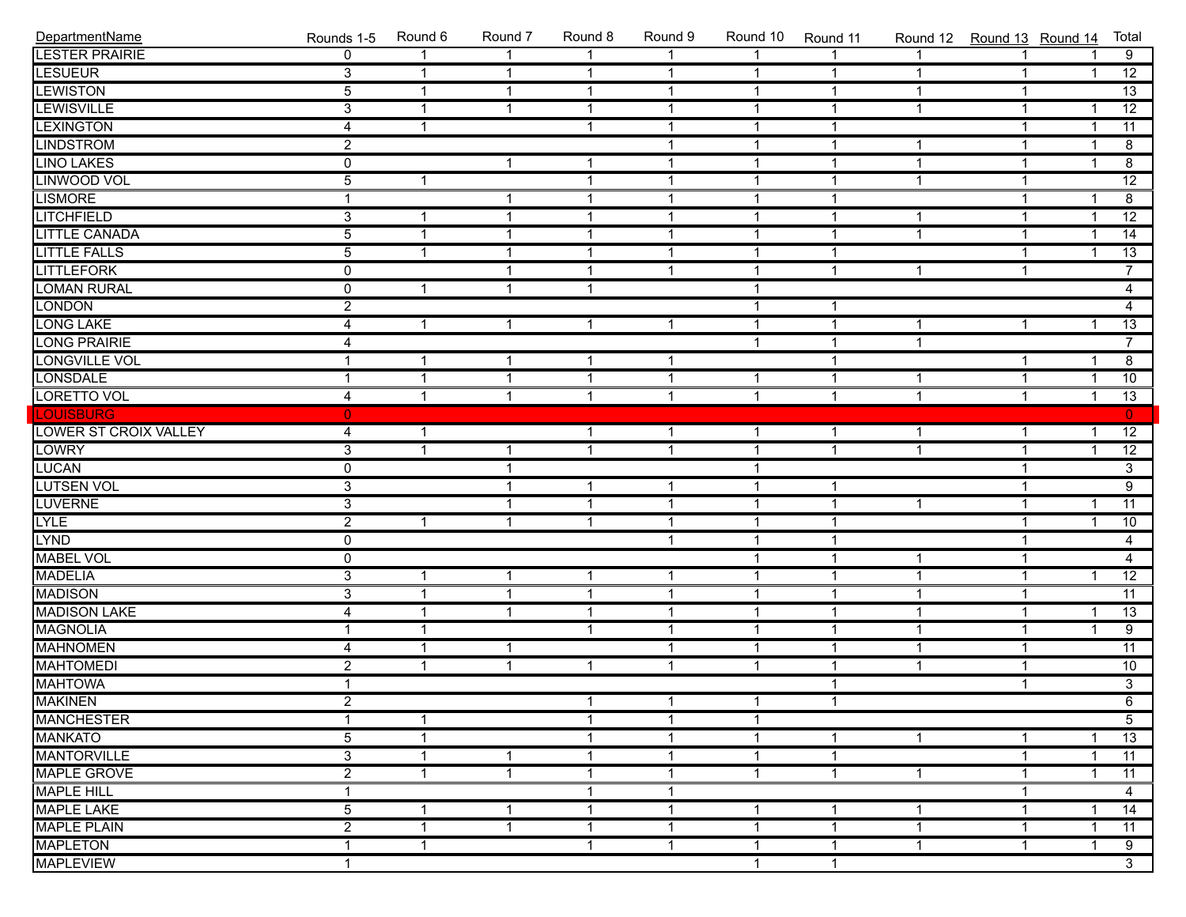| DepartmentName | Rounds 1-5 | Round 6 | Round 7 | Round 8 | Round 9 | Round 10 | Round 11 | Round 12 | Round 13 | Round 14 | Total |
|---|---|---|---|---|---|---|---|---|---|---|---|
| LESTER PRAIRIE | 0 | 1 | 1 | 1 | 1 | 1 | 1 | 1 | 1 | 1 | 9 |
| LESUEUR | 3 | 1 | 1 | 1 | 1 | 1 | 1 | 1 | 1 | 1 | 12 |
| LEWISTON | 5 | 1 | 1 | 1 | 1 | 1 | 1 | 1 | 1 | | 13 |
| LEWISVILLE | 3 | 1 | 1 | 1 | 1 | 1 | 1 | 1 | 1 | 1 | 12 |
| LEXINGTON | 4 | 1 | | 1 | 1 | 1 | 1 | | 1 | 1 | 11 |
| LINDSTROM | 2 | | | | 1 | 1 | 1 | 1 | 1 | 1 | 8 |
| LINO LAKES | 0 | | 1 | 1 | 1 | 1 | 1 | 1 | 1 | 1 | 8 |
| LINWOOD VOL | 5 | 1 | | 1 | 1 | 1 | 1 | 1 | 1 | | 12 |
| LISMORE | 1 | | 1 | 1 | 1 | 1 | 1 | | 1 | 1 | 8 |
| LITCHFIELD | 3 | 1 | 1 | 1 | 1 | 1 | 1 | 1 | 1 | 1 | 12 |
| LITTLE CANADA | 5 | 1 | 1 | 1 | 1 | 1 | 1 | 1 | 1 | 1 | 14 |
| LITTLE FALLS | 5 | 1 | 1 | 1 | 1 | 1 | 1 | | 1 | 1 | 13 |
| LITTLEFORK | 0 | | 1 | 1 | 1 | 1 | 1 | 1 | 1 | | 7 |
| LOMAN RURAL | 0 | 1 | 1 | 1 | | 1 | | | | | 4 |
| LONDON | 2 | | | | | 1 | 1 | | | | 4 |
| LONG LAKE | 4 | 1 | 1 | 1 | 1 | 1 | 1 | 1 | 1 | 1 | 13 |
| LONG PRAIRIE | 4 | | | | | 1 | 1 | 1 | | | 7 |
| LONGVILLE VOL | 1 | 1 | 1 | 1 | 1 | | 1 | | 1 | 1 | 8 |
| LONSDALE | 1 | 1 | 1 | 1 | 1 | 1 | 1 | 1 | 1 | 1 | 10 |
| LORETTO VOL | 4 | 1 | 1 | 1 | 1 | 1 | 1 | 1 | 1 | 1 | 13 |
| LOUISBURG | 0 | | | | | | | | | | 0 |
| LOWER ST CROIX VALLEY | 4 | 1 | | 1 | 1 | 1 | 1 | 1 | 1 | 1 | 12 |
| LOWRY | 3 | 1 | 1 | 1 | 1 | 1 | 1 | 1 | 1 | 1 | 12 |
| LUCAN | 0 | | 1 | | | 1 | | | 1 | | 3 |
| LUTSEN VOL | 3 | | 1 | 1 | 1 | 1 | 1 | | 1 | | 9 |
| LUVERNE | 3 | | 1 | 1 | 1 | 1 | 1 | 1 | 1 | 1 | 11 |
| LYLE | 2 | 1 | 1 | 1 | 1 | 1 | 1 | | 1 | 1 | 10 |
| LYND | 0 | | | | 1 | 1 | 1 | | 1 | | 4 |
| MABEL VOL | 0 | | | | | 1 | 1 | 1 | 1 | | 4 |
| MADELIA | 3 | 1 | 1 | 1 | 1 | 1 | 1 | 1 | 1 | 1 | 12 |
| MADISON | 3 | 1 | 1 | 1 | 1 | 1 | 1 | 1 | 1 | | 11 |
| MADISON LAKE | 4 | 1 | 1 | 1 | 1 | 1 | 1 | 1 | 1 | 1 | 13 |
| MAGNOLIA | 1 | 1 | | 1 | 1 | 1 | 1 | 1 | 1 | 1 | 9 |
| MAHNOMEN | 4 | 1 | 1 | | 1 | 1 | 1 | 1 | 1 | | 11 |
| MAHTOMEDI | 2 | 1 | 1 | 1 | 1 | 1 | 1 | 1 | 1 | | 10 |
| MAHTOWA | 1 | | | | | | 1 | | 1 | | 3 |
| MAKINEN | 2 | | | 1 | 1 | 1 | 1 | | | | 6 |
| MANCHESTER | 1 | 1 | | 1 | 1 | 1 | | | | | 5 |
| MANKATO | 5 | 1 | | 1 | 1 | 1 | 1 | 1 | 1 | 1 | 13 |
| MANTORVILLE | 3 | 1 | 1 | 1 | 1 | 1 | 1 | | 1 | 1 | 11 |
| MAPLE GROVE | 2 | 1 | 1 | 1 | 1 | 1 | 1 | 1 | 1 | 1 | 11 |
| MAPLE HILL | 1 | | | 1 | 1 | | | | 1 | | 4 |
| MAPLE LAKE | 5 | 1 | 1 | 1 | 1 | 1 | 1 | 1 | 1 | 1 | 14 |
| MAPLE PLAIN | 2 | 1 | 1 | 1 | 1 | 1 | 1 | 1 | 1 | 1 | 11 |
| MAPLETON | 1 | 1 | | 1 | 1 | 1 | 1 | 1 | 1 | 1 | 9 |
| MAPLEVIEW | 1 | | | | | 1 | 1 | | | | 3 |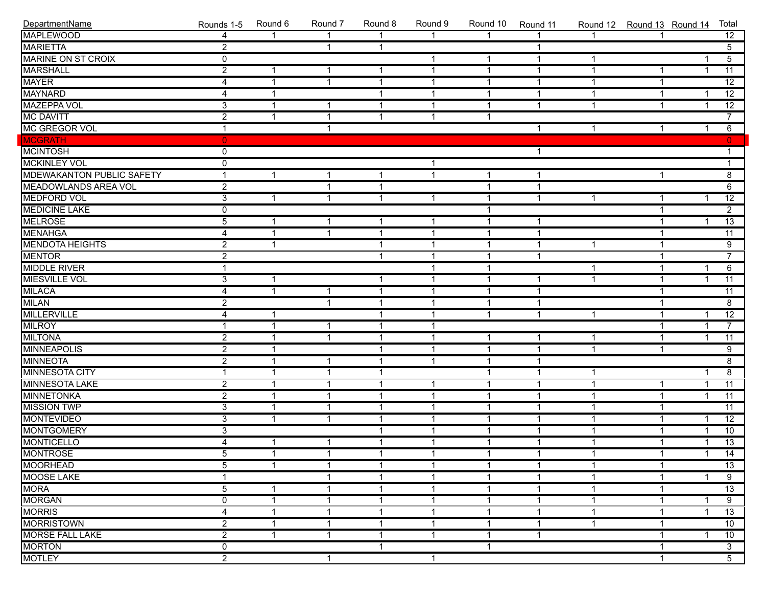| DepartmentName | Rounds 1-5 | Round 6 | Round 7 | Round 8 | Round 9 | Round 10 | Round 11 | Round 12 | Round 13 | Round 14 | Total |
|---|---|---|---|---|---|---|---|---|---|---|---|
| MAPLEWOOD | 4 | 1 | 1 | 1 | 1 | 1 | 1 | 1 | 1 | | 12 |
| MARIETTA | 2 | | 1 | 1 | | | 1 | | | | 5 |
| MARINE ON ST CROIX | 0 | | | | 1 | 1 | 1 | 1 | | 1 | 5 |
| MARSHALL | 2 | 1 | 1 | 1 | 1 | 1 | 1 | 1 | 1 | 1 | 11 |
| MAYER | 4 | 1 | 1 | 1 | 1 | 1 | 1 | 1 | 1 | | 12 |
| MAYNARD | 4 | 1 | | 1 | 1 | 1 | 1 | 1 | 1 | 1 | 12 |
| MAZEPPA VOL | 3 | 1 | 1 | 1 | 1 | 1 | 1 | 1 | 1 | 1 | 12 |
| MC DAVITT | 2 | 1 | 1 | 1 | 1 | 1 | | | | | 7 |
| MC GREGOR VOL | 1 | | 1 | | | | 1 | 1 | 1 | 1 | 6 |
| MCGRATH | 0 | | | | | | | | | | 0 |
| MCINTOSH | 0 | | | | | | 1 | | | | 1 |
| MCKINLEY VOL | 0 | | | | 1 | | | | | | 1 |
| MDEWAKANTON PUBLIC SAFETY | 1 | 1 | 1 | 1 | 1 | 1 | 1 | | 1 | | 8 |
| MEADOWLANDS AREA VOL | 2 | | 1 | 1 | | 1 | 1 | | | | 6 |
| MEDFORD VOL | 3 | 1 | 1 | 1 | 1 | 1 | 1 | 1 | 1 | 1 | 12 |
| MEDICINE LAKE | 0 | | | | | 1 | | | 1 | | 2 |
| MELROSE | 5 | 1 | 1 | 1 | 1 | 1 | 1 | | 1 | 1 | 13 |
| MENAHGA | 4 | 1 | 1 | 1 | 1 | 1 | 1 | | 1 | | 11 |
| MENDOTA HEIGHTS | 2 | 1 | | 1 | 1 | 1 | 1 | 1 | 1 | | 9 |
| MENTOR | 2 | | | 1 | 1 | 1 | 1 | | 1 | | 7 |
| MIDDLE RIVER | 1 | | | | 1 | 1 | | 1 | 1 | 1 | 6 |
| MIESVILLE VOL | 3 | 1 | | 1 | 1 | 1 | 1 | 1 | 1 | 1 | 11 |
| MILACA | 4 | 1 | 1 | 1 | 1 | 1 | 1 | | 1 | | 11 |
| MILAN | 2 | | 1 | 1 | 1 | 1 | 1 | | 1 | | 8 |
| MILLERVILLE | 4 | 1 | | 1 | 1 | 1 | 1 | 1 | 1 | 1 | 12 |
| MILROY | 1 | 1 | 1 | 1 | 1 | | | | 1 | 1 | 7 |
| MILTONA | 2 | 1 | 1 | 1 | 1 | 1 | 1 | 1 | 1 | 1 | 11 |
| MINNEAPOLIS | 2 | 1 | | 1 | 1 | 1 | 1 | 1 | 1 | | 9 |
| MINNEOTA | 2 | 1 | 1 | 1 | 1 | 1 | 1 | | | | 8 |
| MINNESOTA CITY | 1 | 1 | 1 | 1 | | 1 | 1 | 1 | | 1 | 8 |
| MINNESOTA LAKE | 2 | 1 | 1 | 1 | 1 | 1 | 1 | 1 | 1 | 1 | 11 |
| MINNETONKA | 2 | 1 | 1 | 1 | 1 | 1 | 1 | 1 | 1 | 1 | 11 |
| MISSION TWP | 3 | 1 | 1 | 1 | 1 | 1 | 1 | 1 | 1 | | 11 |
| MONTEVIDEO | 3 | 1 | 1 | 1 | 1 | 1 | 1 | 1 | 1 | 1 | 12 |
| MONTGOMERY | 3 | | | 1 | 1 | 1 | 1 | 1 | 1 | 1 | 10 |
| MONTICELLO | 4 | 1 | 1 | 1 | 1 | 1 | 1 | 1 | 1 | 1 | 13 |
| MONTROSE | 5 | 1 | 1 | 1 | 1 | 1 | 1 | 1 | 1 | 1 | 14 |
| MOORHEAD | 5 | 1 | 1 | 1 | 1 | 1 | 1 | 1 | 1 | | 13 |
| MOOSE LAKE | 1 | | 1 | 1 | 1 | 1 | 1 | 1 | 1 | 1 | 9 |
| MORA | 5 | 1 | 1 | 1 | 1 | 1 | 1 | 1 | 1 | | 13 |
| MORGAN | 0 | 1 | 1 | 1 | 1 | 1 | 1 | 1 | 1 | 1 | 9 |
| MORRIS | 4 | 1 | 1 | 1 | 1 | 1 | 1 | 1 | 1 | 1 | 13 |
| MORRISTOWN | 2 | 1 | 1 | 1 | 1 | 1 | 1 | 1 | 1 | | 10 |
| MORSE FALL LAKE | 2 | 1 | 1 | 1 | 1 | 1 | 1 | | 1 | 1 | 10 |
| MORTON | 0 | | | 1 | | 1 | | | 1 | | 3 |
| MOTLEY | 2 | | 1 | | 1 | | | | 1 | | 5 |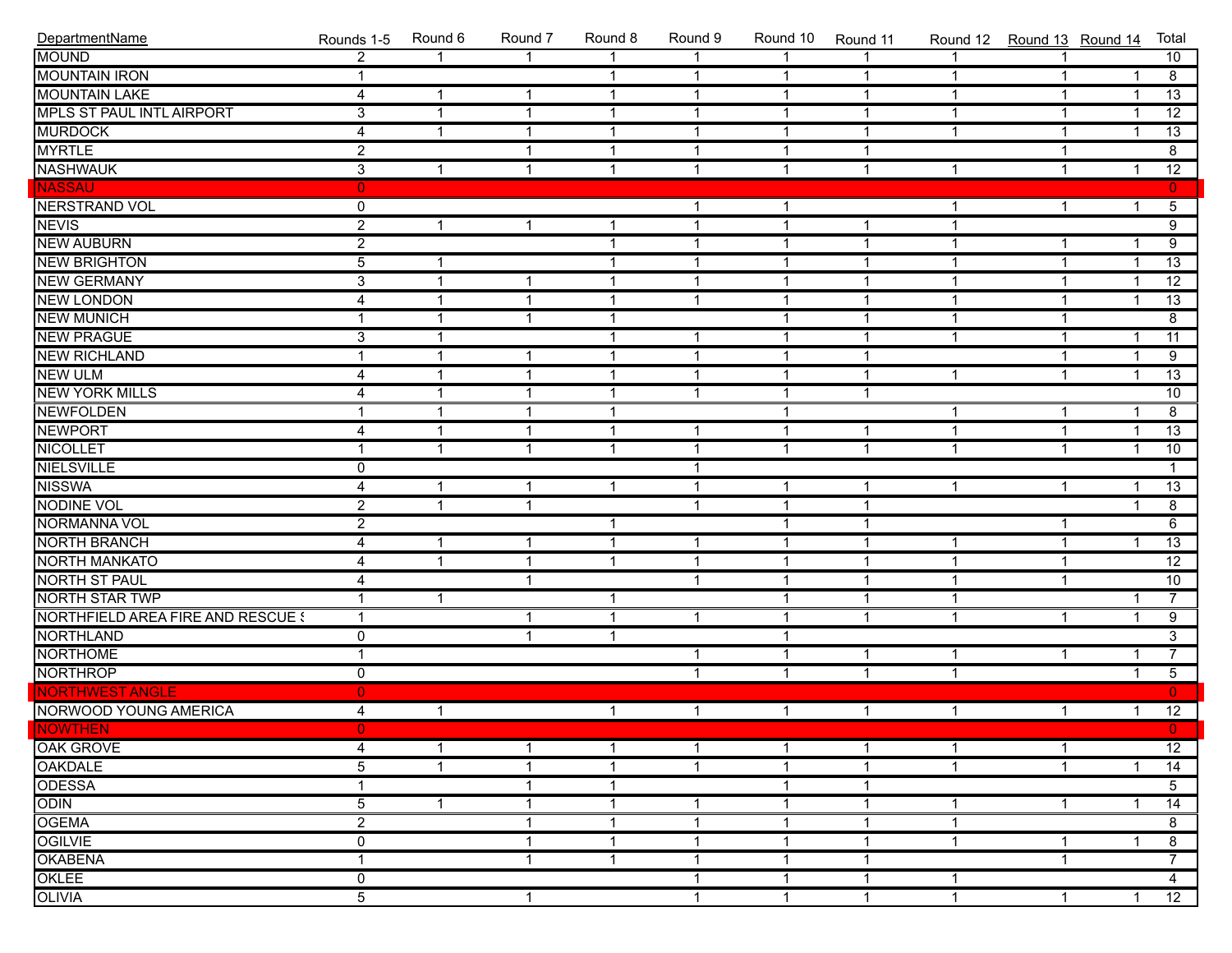| DepartmentName | Rounds 1-5 | Round 6 | Round 7 | Round 8 | Round 9 | Round 10 | Round 11 | Round 12 | Round 13 | Round 14 | Total |
|---|---|---|---|---|---|---|---|---|---|---|---|
| MOUND | 2 | 1 | 1 | 1 | 1 | 1 | 1 | 1 | 1 | | 10 |
| MOUNTAIN IRON | 1 | | | 1 | 1 | 1 | 1 | 1 | 1 | 1 | 8 |
| MOUNTAIN LAKE | 4 | 1 | 1 | 1 | 1 | 1 | 1 | 1 | 1 | 1 | 13 |
| MPLS ST PAUL INTL AIRPORT | 3 | 1 | 1 | 1 | 1 | 1 | 1 | 1 | 1 | 1 | 12 |
| MURDOCK | 4 | 1 | 1 | 1 | 1 | 1 | 1 | 1 | 1 | 1 | 13 |
| MYRTLE | 2 | | 1 | 1 | 1 | 1 | 1 | | 1 | | 8 |
| NASHWAUK | 3 | 1 | 1 | 1 | 1 | 1 | 1 | 1 | 1 | 1 | 12 |
| NASSAU | 0 | | | | | | | | | | 0 |
| NERSTRAND VOL | 0 | | | | 1 | 1 | | 1 | 1 | 1 | 5 |
| NEVIS | 2 | 1 | 1 | 1 | 1 | 1 | 1 | 1 | | | 9 |
| NEW AUBURN | 2 | | | 1 | 1 | 1 | 1 | 1 | 1 | 1 | 9 |
| NEW BRIGHTON | 5 | 1 | | 1 | 1 | 1 | 1 | 1 | 1 | 1 | 13 |
| NEW GERMANY | 3 | 1 | 1 | 1 | 1 | 1 | 1 | 1 | 1 | 1 | 12 |
| NEW LONDON | 4 | 1 | 1 | 1 | 1 | 1 | 1 | 1 | 1 | 1 | 13 |
| NEW MUNICH | 1 | 1 | 1 | 1 | | 1 | 1 | 1 | 1 | | 8 |
| NEW PRAGUE | 3 | 1 | | 1 | 1 | 1 | 1 | 1 | 1 | 1 | 11 |
| NEW RICHLAND | 1 | 1 | 1 | 1 | 1 | 1 | 1 | | 1 | 1 | 9 |
| NEW ULM | 4 | 1 | 1 | 1 | 1 | 1 | 1 | 1 | 1 | 1 | 13 |
| NEW YORK MILLS | 4 | 1 | 1 | 1 | 1 | 1 | 1 | | | | 10 |
| NEWFOLDEN | 1 | 1 | 1 | 1 | | 1 | | 1 | 1 | 1 | 8 |
| NEWPORT | 4 | 1 | 1 | 1 | 1 | 1 | 1 | 1 | 1 | 1 | 13 |
| NICOLLET | 1 | 1 | 1 | 1 | 1 | 1 | 1 | 1 | 1 | 1 | 10 |
| NIELSVILLE | 0 | | | | 1 | | | | | | 1 |
| NISSWA | 4 | 1 | 1 | 1 | 1 | 1 | 1 | 1 | 1 | 1 | 13 |
| NODINE VOL | 2 | 1 | 1 | | 1 | 1 | 1 | | | 1 | 8 |
| NORMANNA VOL | 2 | | | 1 | | 1 | 1 | | 1 | | 6 |
| NORTH BRANCH | 4 | 1 | 1 | 1 | 1 | 1 | 1 | 1 | 1 | 1 | 13 |
| NORTH MANKATO | 4 | 1 | 1 | 1 | 1 | 1 | 1 | 1 | 1 | | 12 |
| NORTH ST PAUL | 4 | | 1 | | 1 | 1 | 1 | 1 | 1 | | 10 |
| NORTH STAR TWP | 1 | 1 | | 1 | | 1 | 1 | 1 | | 1 | 7 |
| NORTHFIELD AREA FIRE AND RESCUE S | 1 | | 1 | 1 | 1 | 1 | 1 | 1 | 1 | 1 | 9 |
| NORTHLAND | 0 | | 1 | 1 | | 1 | | | | | 3 |
| NORTHOME | 1 | | | | 1 | 1 | 1 | 1 | 1 | 1 | 7 |
| NORTHROP | 0 | | | | 1 | 1 | 1 | 1 | | 1 | 5 |
| NORTHWEST ANGLE | 0 | | | | | | | | | | 0 |
| NORWOOD YOUNG AMERICA | 4 | 1 | | 1 | 1 | 1 | 1 | 1 | 1 | 1 | 12 |
| NOWTHEN | 0 | | | | | | | | | | 0 |
| OAK GROVE | 4 | 1 | 1 | 1 | 1 | 1 | 1 | 1 | 1 | | 12 |
| OAKDALE | 5 | 1 | 1 | 1 | 1 | 1 | 1 | 1 | 1 | 1 | 14 |
| ODESSA | 1 | | 1 | 1 | | 1 | 1 | | | | 5 |
| ODIN | 5 | 1 | 1 | 1 | 1 | 1 | 1 | 1 | 1 | 1 | 14 |
| OGEMA | 2 | | 1 | 1 | 1 | 1 | 1 | 1 | | | 8 |
| OGILVIE | 0 | | 1 | 1 | 1 | 1 | 1 | 1 | 1 | 1 | 8 |
| OKABENA | 1 | | 1 | 1 | 1 | 1 | 1 | | 1 | | 7 |
| OKLEE | 0 | | | | 1 | 1 | 1 | 1 | | | 4 |
| OLIVIA | 5 | | 1 | | 1 | 1 | 1 | 1 | 1 | 1 | 12 |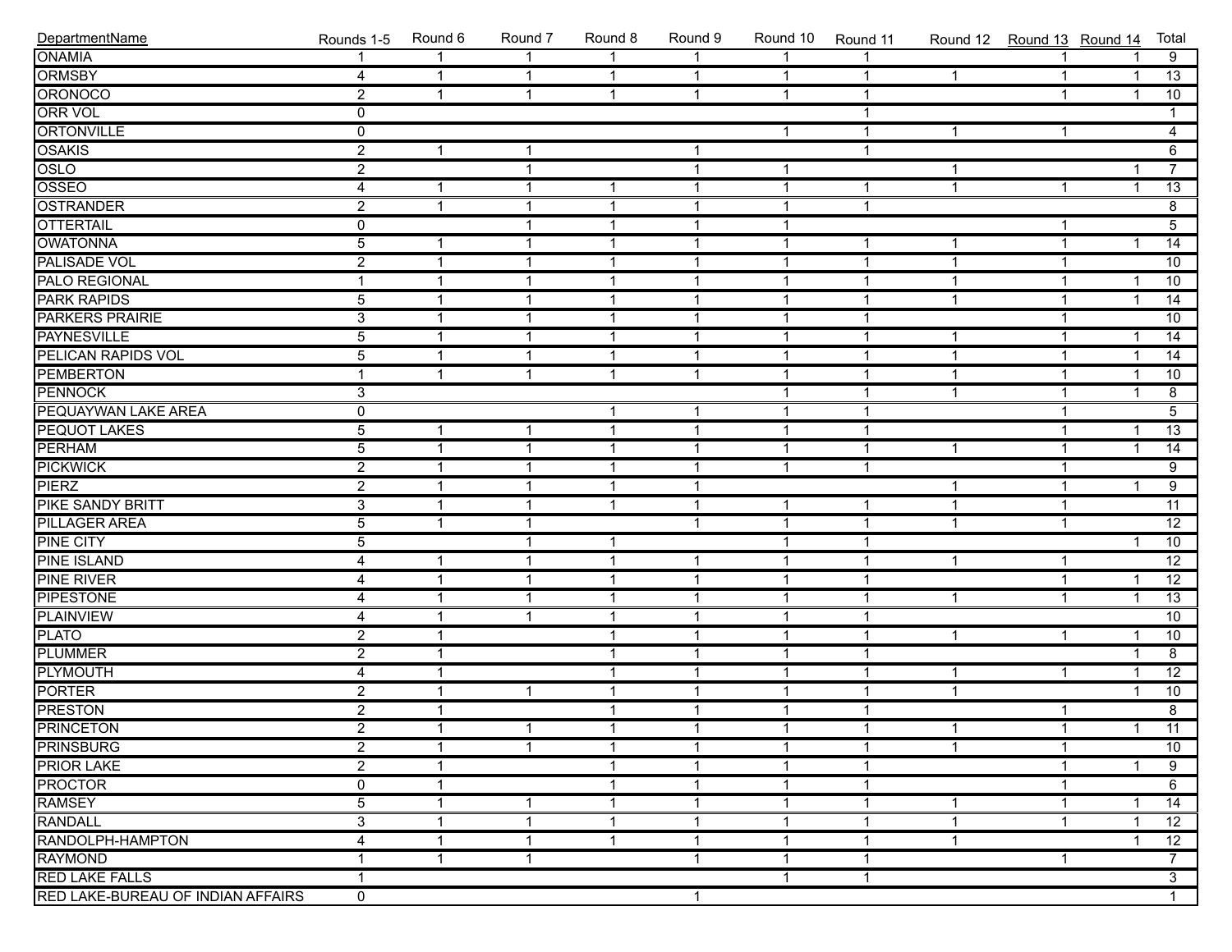| DepartmentName | Rounds 1-5 | Round 6 | Round 7 | Round 8 | Round 9 | Round 10 | Round 11 | Round 12 | Round 13 | Round 14 | Total |
|---|---|---|---|---|---|---|---|---|---|---|---|
| ONAMIA | 1 | 1 | 1 | 1 | 1 | 1 | 1 | | 1 | 1 | 9 |
| ORMSBY | 4 | 1 | 1 | 1 | 1 | 1 | 1 | 1 | 1 | 1 | 13 |
| ORONOCO | 2 | 1 | 1 | 1 | 1 | 1 | 1 | | 1 | 1 | 10 |
| ORR VOL | 0 | | | | | | 1 | | | | 1 |
| ORTONVILLE | 0 | | | | | 1 | 1 | 1 | 1 | | 4 |
| OSAKIS | 2 | 1 | 1 | | 1 | | 1 | | | | 6 |
| OSLO | 2 | | 1 | | 1 | 1 | | 1 | | 1 | 7 |
| OSSEO | 4 | 1 | 1 | 1 | 1 | 1 | 1 | 1 | 1 | 1 | 13 |
| OSTRANDER | 2 | 1 | 1 | 1 | 1 | 1 | 1 | | | | 8 |
| OTTERTAIL | 0 | | 1 | 1 | 1 | 1 | | | 1 | | 5 |
| OWATONNA | 5 | 1 | 1 | 1 | 1 | 1 | 1 | 1 | 1 | 1 | 14 |
| PALISADE VOL | 2 | 1 | 1 | 1 | 1 | 1 | 1 | 1 | 1 | | 10 |
| PALO REGIONAL | 1 | 1 | 1 | 1 | 1 | 1 | 1 | 1 | 1 | 1 | 10 |
| PARK RAPIDS | 5 | 1 | 1 | 1 | 1 | 1 | 1 | 1 | 1 | 1 | 14 |
| PARKERS PRAIRIE | 3 | 1 | 1 | 1 | 1 | 1 | 1 | | 1 | | 10 |
| PAYNESVILLE | 5 | 1 | 1 | 1 | 1 | 1 | 1 | 1 | 1 | 1 | 14 |
| PELICAN RAPIDS VOL | 5 | 1 | 1 | 1 | 1 | 1 | 1 | 1 | 1 | 1 | 14 |
| PEMBERTON | 1 | 1 | 1 | 1 | 1 | 1 | 1 | 1 | 1 | 1 | 10 |
| PENNOCK | 3 | | | | | 1 | 1 | 1 | 1 | 1 | 8 |
| PEQUAYWAN LAKE AREA | 0 | | | 1 | 1 | 1 | 1 | | 1 | | 5 |
| PEQUOT LAKES | 5 | 1 | 1 | 1 | 1 | 1 | 1 | | 1 | 1 | 13 |
| PERHAM | 5 | 1 | 1 | 1 | 1 | 1 | 1 | 1 | 1 | 1 | 14 |
| PICKWICK | 2 | 1 | 1 | 1 | 1 | 1 | 1 | | 1 | | 9 |
| PIERZ | 2 | 1 | 1 | 1 | 1 | | | 1 | 1 | 1 | 9 |
| PIKE SANDY BRITT | 3 | 1 | 1 | 1 | 1 | 1 | 1 | 1 | 1 | | 11 |
| PILLAGER AREA | 5 | 1 | 1 | | 1 | 1 | 1 | 1 | 1 | | 12 |
| PINE CITY | 5 | | 1 | 1 | | 1 | 1 | | | 1 | 10 |
| PINE ISLAND | 4 | 1 | 1 | 1 | 1 | 1 | 1 | 1 | 1 | | 12 |
| PINE RIVER | 4 | 1 | 1 | 1 | 1 | 1 | 1 | | 1 | 1 | 12 |
| PIPESTONE | 4 | 1 | 1 | 1 | 1 | 1 | 1 | 1 | 1 | 1 | 13 |
| PLAINVIEW | 4 | 1 | 1 | 1 | 1 | 1 | 1 | | | | 10 |
| PLATO | 2 | 1 | | 1 | 1 | 1 | 1 | 1 | 1 | 1 | 10 |
| PLUMMER | 2 | 1 | | 1 | 1 | 1 | 1 | | | 1 | 8 |
| PLYMOUTH | 4 | 1 | | 1 | 1 | 1 | 1 | 1 | 1 | 1 | 12 |
| PORTER | 2 | 1 | 1 | 1 | 1 | 1 | 1 | 1 | | 1 | 10 |
| PRESTON | 2 | 1 | | 1 | 1 | 1 | 1 | | 1 | | 8 |
| PRINCETON | 2 | 1 | 1 | 1 | 1 | 1 | 1 | 1 | 1 | 1 | 11 |
| PRINSBURG | 2 | 1 | 1 | 1 | 1 | 1 | 1 | 1 | 1 | | 10 |
| PRIOR LAKE | 2 | 1 | | 1 | 1 | 1 | 1 | | 1 | 1 | 9 |
| PROCTOR | 0 | 1 | | 1 | 1 | 1 | 1 | | 1 | | 6 |
| RAMSEY | 5 | 1 | 1 | 1 | 1 | 1 | 1 | 1 | 1 | 1 | 14 |
| RANDALL | 3 | 1 | 1 | 1 | 1 | 1 | 1 | 1 | 1 | 1 | 12 |
| RANDOLPH-HAMPTON | 4 | 1 | 1 | 1 | 1 | 1 | 1 | 1 | | 1 | 12 |
| RAYMOND | 1 | 1 | 1 | | 1 | 1 | 1 | | 1 | | 7 |
| RED LAKE FALLS | 1 | | | | | 1 | 1 | | | | 3 |
| RED LAKE-BUREAU OF INDIAN AFFAIRS | 0 | | | | 1 | | | | | | 1 |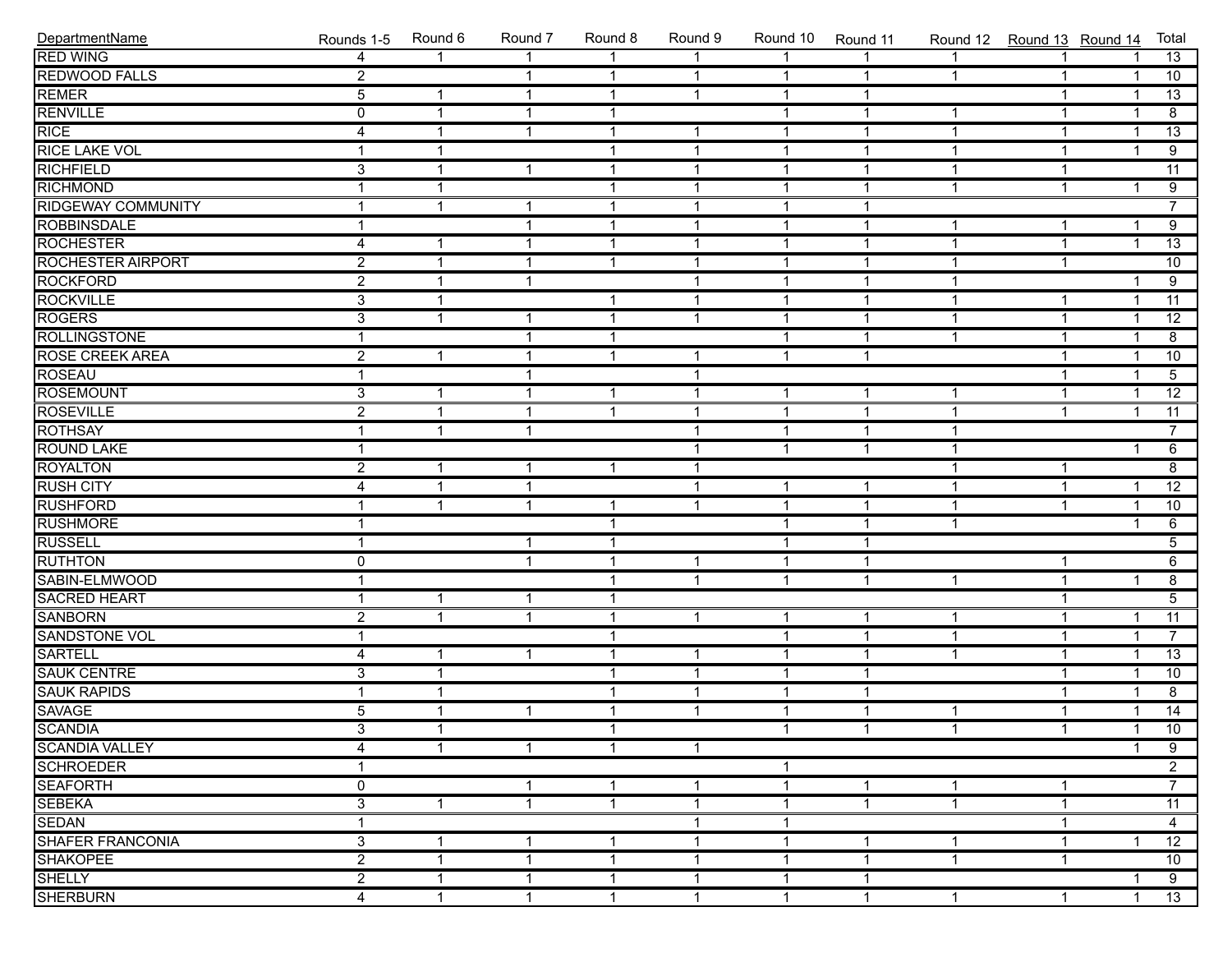| DepartmentName | Rounds 1-5 | Round 6 | Round 7 | Round 8 | Round 9 | Round 10 | Round 11 | Round 12 | Round 13 | Round 14 | Total |
|---|---|---|---|---|---|---|---|---|---|---|---|
| RED WING | 4 | 1 | 1 | 1 | 1 | 1 | 1 | 1 | 1 | 1 | 13 |
| REDWOOD FALLS | 2 | | 1 | 1 | 1 | 1 | 1 | 1 | 1 | 1 | 10 |
| REMER | 5 | 1 | 1 | 1 | 1 | 1 | 1 | | 1 | 1 | 13 |
| RENVILLE | 0 | 1 | 1 | 1 | | 1 | 1 | 1 | 1 | 1 | 8 |
| RICE | 4 | 1 | 1 | 1 | 1 | 1 | 1 | 1 | 1 | 1 | 13 |
| RICE LAKE VOL | 1 | 1 | | 1 | 1 | 1 | 1 | 1 | 1 | 1 | 9 |
| RICHFIELD | 3 | 1 | 1 | 1 | 1 | 1 | 1 | 1 | 1 | | 11 |
| RICHMOND | 1 | 1 | | 1 | 1 | 1 | 1 | 1 | 1 | 1 | 9 |
| RIDGEWAY COMMUNITY | 1 | 1 | 1 | 1 | 1 | 1 | 1 | | | | 7 |
| ROBBINSDALE | 1 | | 1 | 1 | 1 | 1 | 1 | 1 | 1 | 1 | 9 |
| ROCHESTER | 4 | 1 | 1 | 1 | 1 | 1 | 1 | 1 | 1 | 1 | 13 |
| ROCHESTER AIRPORT | 2 | 1 | 1 | 1 | 1 | 1 | 1 | 1 | 1 | | 10 |
| ROCKFORD | 2 | 1 | 1 | | 1 | 1 | 1 | 1 | | 1 | 9 |
| ROCKVILLE | 3 | 1 | | 1 | 1 | 1 | 1 | 1 | 1 | 1 | 11 |
| ROGERS | 3 | 1 | 1 | 1 | 1 | 1 | 1 | 1 | 1 | 1 | 12 |
| ROLLINGSTONE | 1 | | 1 | 1 | | 1 | 1 | 1 | 1 | 1 | 8 |
| ROSE CREEK AREA | 2 | 1 | 1 | 1 | 1 | 1 | 1 | | 1 | 1 | 10 |
| ROSEAU | 1 | | 1 | | 1 | | | | 1 | 1 | 5 |
| ROSEMOUNT | 3 | 1 | 1 | 1 | 1 | 1 | 1 | 1 | 1 | 1 | 12 |
| ROSEVILLE | 2 | 1 | 1 | 1 | 1 | 1 | 1 | 1 | 1 | 1 | 11 |
| ROTHSAY | 1 | 1 | 1 | | 1 | 1 | 1 | 1 | | | 7 |
| ROUND LAKE | 1 | | | | 1 | 1 | 1 | 1 | | 1 | 6 |
| ROYALTON | 2 | 1 | 1 | 1 | 1 | | | 1 | 1 | | 8 |
| RUSH CITY | 4 | 1 | 1 | | 1 | 1 | 1 | 1 | 1 | 1 | 12 |
| RUSHFORD | 1 | 1 | 1 | 1 | 1 | 1 | 1 | 1 | 1 | 1 | 10 |
| RUSHMORE | 1 | | | 1 | | 1 | 1 | 1 | | 1 | 6 |
| RUSSELL | 1 | | 1 | 1 | | 1 | 1 | | | | 5 |
| RUTHTON | 0 | | 1 | 1 | 1 | 1 | 1 | | 1 | | 6 |
| SABIN-ELMWOOD | 1 | | | 1 | 1 | 1 | 1 | 1 | 1 | 1 | 8 |
| SACRED HEART | 1 | 1 | 1 | 1 | | | | | 1 | | 5 |
| SANBORN | 2 | 1 | 1 | 1 | 1 | 1 | 1 | 1 | 1 | 1 | 11 |
| SANDSTONE VOL | 1 | | | 1 | | 1 | 1 | 1 | 1 | 1 | 7 |
| SARTELL | 4 | 1 | 1 | 1 | 1 | 1 | 1 | 1 | 1 | 1 | 13 |
| SAUK CENTRE | 3 | 1 | | 1 | 1 | 1 | 1 | | 1 | 1 | 10 |
| SAUK RAPIDS | 1 | 1 | | 1 | 1 | 1 | 1 | | 1 | 1 | 8 |
| SAVAGE | 5 | 1 | 1 | 1 | 1 | 1 | 1 | 1 | 1 | 1 | 14 |
| SCANDIA | 3 | 1 | | 1 | | 1 | 1 | 1 | 1 | 1 | 10 |
| SCANDIA VALLEY | 4 | 1 | 1 | 1 | 1 | | | | | 1 | 9 |
| SCHROEDER | 1 | | | | | 1 | | | | | 2 |
| SEAFORTH | 0 | | 1 | 1 | 1 | 1 | 1 | 1 | 1 | | 7 |
| SEBEKA | 3 | 1 | 1 | 1 | 1 | 1 | 1 | 1 | 1 | | 11 |
| SEDAN | 1 | | | | 1 | 1 | | | 1 | | 4 |
| SHAFER FRANCONIA | 3 | 1 | 1 | 1 | 1 | 1 | 1 | 1 | 1 | 1 | 12 |
| SHAKOPEE | 2 | 1 | 1 | 1 | 1 | 1 | 1 | 1 | 1 | | 10 |
| SHELLY | 2 | 1 | 1 | 1 | 1 | 1 | 1 | | | 1 | 9 |
| SHERBURN | 4 | 1 | 1 | 1 | 1 | 1 | 1 | 1 | 1 | 1 | 13 |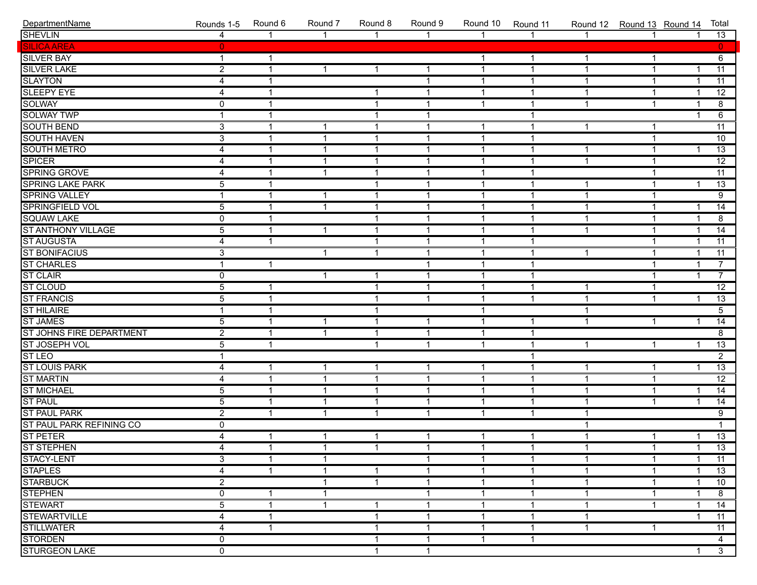| DepartmentName | Rounds 1-5 | Round 6 | Round 7 | Round 8 | Round 9 | Round 10 | Round 11 | Round 12 | Round 13 | Round 14 | Total |
|---|---|---|---|---|---|---|---|---|---|---|---|
| SHEVLIN | 4 | 1 | 1 | 1 | 1 | 1 | 1 | 1 | 1 | 1 | 13 |
| SILICA AREA | 0 | | | | | | | | | | 0 |
| SILVER BAY | 1 | 1 | | | | 1 | 1 | 1 | 1 | | 6 |
| SILVER LAKE | 2 | 1 | 1 | 1 | 1 | 1 | 1 | 1 | 1 | 1 | 11 |
| SLAYTON | 4 | 1 | | | 1 | 1 | 1 | 1 | 1 | 1 | 11 |
| SLEEPY EYE | 4 | 1 | | 1 | 1 | 1 | 1 | 1 | 1 | 1 | 12 |
| SOLWAY | 0 | 1 | | 1 | 1 | 1 | 1 | 1 | 1 | 1 | 8 |
| SOLWAY TWP | 1 | 1 | | 1 | 1 | | 1 | | | 1 | 6 |
| SOUTH BEND | 3 | 1 | 1 | 1 | 1 | 1 | 1 | 1 | 1 | | 11 |
| SOUTH HAVEN | 3 | 1 | 1 | 1 | 1 | 1 | 1 | | 1 | | 10 |
| SOUTH METRO | 4 | 1 | 1 | 1 | 1 | 1 | 1 | 1 | 1 | 1 | 13 |
| SPICER | 4 | 1 | 1 | 1 | 1 | 1 | 1 | 1 | 1 | | 12 |
| SPRING GROVE | 4 | 1 | 1 | 1 | 1 | 1 | 1 | | 1 | | 11 |
| SPRING LAKE PARK | 5 | 1 | | 1 | 1 | 1 | 1 | 1 | 1 | 1 | 13 |
| SPRING VALLEY | 1 | 1 | 1 | 1 | 1 | 1 | 1 | 1 | 1 | | 9 |
| SPRINGFIELD VOL | 5 | 1 | 1 | 1 | 1 | 1 | 1 | 1 | 1 | 1 | 14 |
| SQUAW LAKE | 0 | 1 | | 1 | 1 | 1 | 1 | 1 | 1 | 1 | 8 |
| ST ANTHONY VILLAGE | 5 | 1 | 1 | 1 | 1 | 1 | 1 | 1 | 1 | 1 | 14 |
| ST AUGUSTA | 4 | 1 | | 1 | 1 | 1 | 1 | | 1 | 1 | 11 |
| ST BONIFACIUS | 3 | | 1 | 1 | 1 | 1 | 1 | 1 | 1 | 1 | 11 |
| ST CHARLES | 1 | 1 | | | 1 | 1 | 1 | | 1 | 1 | 7 |
| ST CLAIR | 0 | | 1 | 1 | 1 | 1 | 1 | | 1 | 1 | 7 |
| ST CLOUD | 5 | 1 | | 1 | 1 | 1 | 1 | 1 | 1 | | 12 |
| ST FRANCIS | 5 | 1 | | 1 | 1 | 1 | 1 | 1 | 1 | 1 | 13 |
| ST HILAIRE | 1 | 1 | | 1 | | 1 | | 1 | | | 5 |
| ST JAMES | 5 | 1 | 1 | 1 | 1 | 1 | 1 | 1 | 1 | 1 | 14 |
| ST JOHNS FIRE DEPARTMENT | 2 | 1 | 1 | 1 | 1 | 1 | 1 | | | | 8 |
| ST JOSEPH VOL | 5 | 1 | | 1 | 1 | 1 | 1 | 1 | 1 | 1 | 13 |
| ST LEO | 1 | | | | | | 1 | | | | 2 |
| ST LOUIS PARK | 4 | 1 | 1 | 1 | 1 | 1 | 1 | 1 | 1 | 1 | 13 |
| ST MARTIN | 4 | 1 | 1 | 1 | 1 | 1 | 1 | 1 | 1 | | 12 |
| ST MICHAEL | 5 | 1 | 1 | 1 | 1 | 1 | 1 | 1 | 1 | 1 | 14 |
| ST PAUL | 5 | 1 | 1 | 1 | 1 | 1 | 1 | 1 | 1 | 1 | 14 |
| ST PAUL PARK | 2 | 1 | 1 | 1 | 1 | 1 | 1 | 1 | | | 9 |
| ST PAUL PARK REFINING CO | 0 | | | | | | | 1 | | | 1 |
| ST PETER | 4 | 1 | 1 | 1 | 1 | 1 | 1 | 1 | 1 | 1 | 13 |
| ST STEPHEN | 4 | 1 | 1 | 1 | 1 | 1 | 1 | 1 | 1 | 1 | 13 |
| STACY-LENT | 3 | 1 | 1 | | 1 | 1 | 1 | 1 | 1 | 1 | 11 |
| STAPLES | 4 | 1 | 1 | 1 | 1 | 1 | 1 | 1 | 1 | 1 | 13 |
| STARBUCK | 2 | | 1 | 1 | 1 | 1 | 1 | 1 | 1 | 1 | 10 |
| STEPHEN | 0 | 1 | 1 | | 1 | 1 | 1 | 1 | 1 | 1 | 8 |
| STEWART | 5 | 1 | 1 | 1 | 1 | 1 | 1 | 1 | 1 | 1 | 14 |
| STEWARTVILLE | 4 | 1 | | 1 | 1 | 1 | 1 | 1 | | 1 | 11 |
| STILLWATER | 4 | 1 | | 1 | 1 | 1 | 1 | 1 | 1 | | 11 |
| STORDEN | 0 | | | 1 | 1 | 1 | 1 | | | | 4 |
| STURGEON LAKE | 0 | | | 1 | 1 | | | | | 1 | 3 |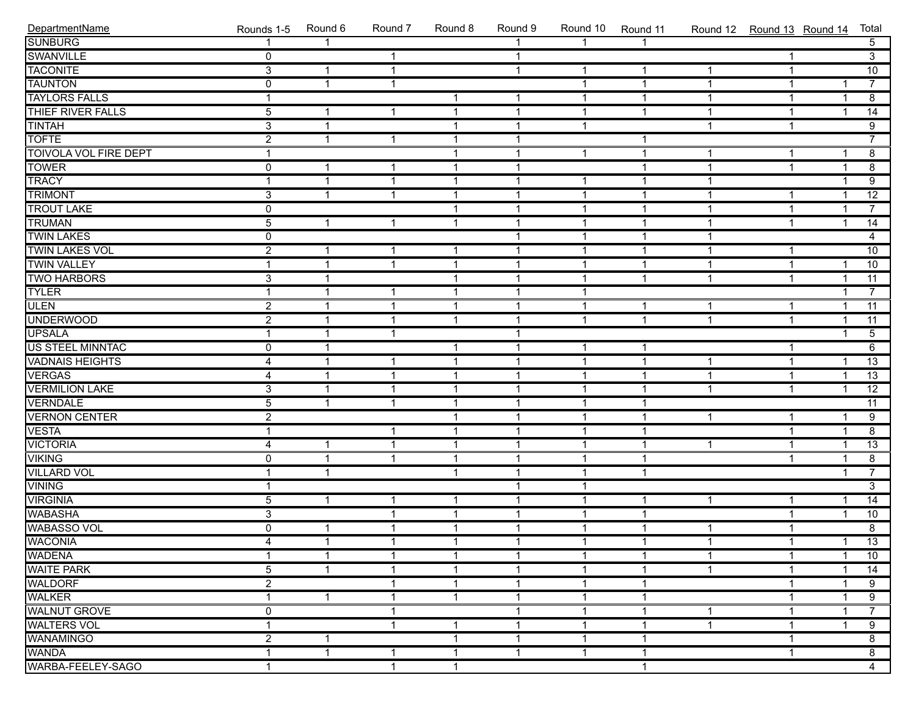| DepartmentName | Rounds 1-5 | Round 6 | Round 7 | Round 8 | Round 9 | Round 10 | Round 11 | Round 12 | Round 13 | Round 14 | Total |
|---|---|---|---|---|---|---|---|---|---|---|---|
| SUNBURG | 1 | 1 | | | 1 | 1 | 1 | | | | 5 |
| SWANVILLE | 0 | | 1 | | 1 | | | | 1 | | 3 |
| TACONITE | 3 | 1 | 1 | | 1 | 1 | 1 | 1 | 1 | | 10 |
| TAUNTON | 0 | 1 | 1 | | | 1 | 1 | 1 | 1 | 1 | 7 |
| TAYLORS FALLS | 1 | | | 1 | 1 | 1 | 1 | 1 | 1 | 1 | 8 |
| THIEF RIVER FALLS | 5 | 1 | 1 | 1 | 1 | 1 | 1 | 1 | 1 | 1 | 14 |
| TINTAH | 3 | 1 | | 1 | 1 | 1 | | 1 | 1 | | 9 |
| TOFTE | 2 | 1 | 1 | 1 | 1 | | 1 | | | | 7 |
| TOIVOLA VOL FIRE DEPT | 1 | | | 1 | 1 | 1 | 1 | 1 | 1 | 1 | 8 |
| TOWER | 0 | 1 | 1 | 1 | 1 | | 1 | 1 | 1 | 1 | 8 |
| TRACY | 1 | 1 | 1 | 1 | 1 | 1 | 1 | 1 | | 1 | 9 |
| TRIMONT | 3 | 1 | 1 | 1 | 1 | 1 | 1 | 1 | 1 | 1 | 12 |
| TROUT LAKE | 0 | | | 1 | 1 | 1 | 1 | 1 | 1 | 1 | 7 |
| TRUMAN | 5 | 1 | 1 | 1 | 1 | 1 | 1 | 1 | 1 | 1 | 14 |
| TWIN LAKES | 0 | | | | 1 | 1 | 1 | 1 | | | 4 |
| TWIN LAKES VOL | 2 | 1 | 1 | 1 | 1 | 1 | 1 | 1 | 1 | | 10 |
| TWIN VALLEY | 1 | 1 | 1 | 1 | 1 | 1 | 1 | 1 | 1 | 1 | 10 |
| TWO HARBORS | 3 | 1 | | 1 | 1 | 1 | 1 | 1 | 1 | 1 | 11 |
| TYLER | 1 | 1 | 1 | 1 | 1 | 1 | | | | 1 | 7 |
| ULEN | 2 | 1 | 1 | 1 | 1 | 1 | | 1 | 1 | 1 | 11 |
| UNDERWOOD | 2 | 1 | 1 | 1 | 1 | 1 | 1 | 1 | 1 | 1 | 11 |
| UPSALA | 1 | 1 | 1 | | 1 | | | | | 1 | 5 |
| US STEEL MINNTAC | 0 | 1 | | 1 | 1 | 1 | 1 | | 1 | | 6 |
| VADNAIS HEIGHTS | 4 | 1 | 1 | 1 | 1 | 1 | 1 | 1 | 1 | 1 | 13 |
| VERGAS | 4 | 1 | 1 | 1 | 1 | 1 | 1 | 1 | 1 | 1 | 13 |
| VERMILION LAKE | 3 | 1 | 1 | 1 | 1 | 1 | 1 | 1 | 1 | 1 | 12 |
| VERNDALE | 5 | 1 | 1 | 1 | 1 | 1 | 1 | | | | 11 |
| VERNON CENTER | 2 | | | 1 | 1 | 1 | 1 | 1 | 1 | 1 | 9 |
| VESTA | 1 | | 1 | 1 | 1 | 1 | 1 | | 1 | 1 | 8 |
| VICTORIA | 4 | 1 | 1 | 1 | 1 | 1 | 1 | 1 | 1 | 1 | 13 |
| VIKING | 0 | 1 | 1 | 1 | 1 | 1 | 1 | | 1 | 1 | 8 |
| VILLARD VOL | 1 | 1 | | 1 | 1 | 1 | 1 | | | 1 | 7 |
| VINING | 1 | | | | 1 | 1 | | | | | 3 |
| VIRGINIA | 5 | 1 | 1 | 1 | 1 | 1 | 1 | 1 | 1 | 1 | 14 |
| WABASHA | 3 | | 1 | 1 | 1 | 1 | 1 | | 1 | 1 | 10 |
| WABASSO VOL | 0 | 1 | 1 | 1 | 1 | 1 | 1 | 1 | 1 | | 8 |
| WACONIA | 4 | 1 | 1 | 1 | 1 | 1 | 1 | 1 | 1 | 1 | 13 |
| WADENA | 1 | 1 | 1 | 1 | 1 | 1 | 1 | 1 | 1 | 1 | 10 |
| WAITE PARK | 5 | 1 | 1 | 1 | 1 | 1 | 1 | 1 | 1 | 1 | 14 |
| WALDORF | 2 | | 1 | 1 | 1 | 1 | 1 | | 1 | 1 | 9 |
| WALKER | 1 | 1 | 1 | 1 | 1 | 1 | 1 | | 1 | 1 | 9 |
| WALNUT GROVE | 0 | | 1 | | 1 | 1 | 1 | 1 | 1 | 1 | 7 |
| WALTERS VOL | 1 | | 1 | 1 | 1 | 1 | 1 | 1 | 1 | 1 | 9 |
| WANAMINGO | 2 | 1 | | 1 | 1 | 1 | 1 | | 1 | | 8 |
| WANDA | 1 | 1 | 1 | 1 | 1 | 1 | 1 | | 1 | | 8 |
| WARBA-FEELEY-SAGO | 1 | | 1 | 1 | | | 1 | | | | 4 |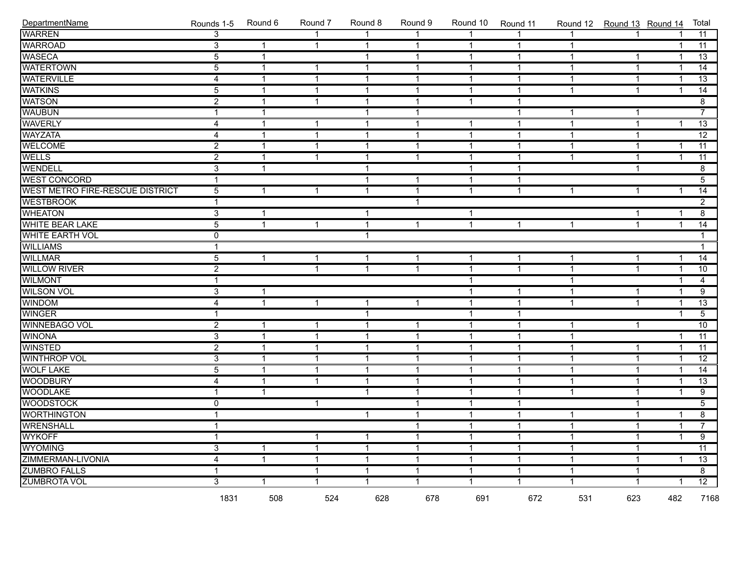| DepartmentName | Rounds 1-5 | Round 6 | Round 7 | Round 8 | Round 9 | Round 10 | Round 11 | Round 12 | Round 13 | Round 14 | Total |
|---|---|---|---|---|---|---|---|---|---|---|---|
| WARREN | 3 | | 1 | 1 | 1 | 1 | 1 | 1 | 1 | 1 | 11 |
| WARROAD | 3 | 1 | 1 | 1 | 1 | 1 | 1 | 1 | | 1 | 11 |
| WASECA | 5 | 1 | | 1 | 1 | 1 | 1 | 1 | 1 | 1 | 13 |
| WATERTOWN | 5 | 1 | 1 | 1 | 1 | 1 | 1 | 1 | 1 | 1 | 14 |
| WATERVILLE | 4 | 1 | 1 | 1 | 1 | 1 | 1 | 1 | 1 | 1 | 13 |
| WATKINS | 5 | 1 | 1 | 1 | 1 | 1 | 1 | 1 | 1 | 1 | 14 |
| WATSON | 2 | 1 | 1 | 1 | 1 | 1 | 1 | | | | 8 |
| WAUBUN | 1 | 1 | | 1 | 1 | | 1 | 1 | 1 | | 7 |
| WAVERLY | 4 | 1 | 1 | 1 | 1 | 1 | 1 | 1 | 1 | 1 | 13 |
| WAYZATA | 4 | 1 | 1 | 1 | 1 | 1 | 1 | 1 | 1 | | 12 |
| WELCOME | 2 | 1 | 1 | 1 | 1 | 1 | 1 | 1 | 1 | 1 | 11 |
| WELLS | 2 | 1 | 1 | 1 | 1 | 1 | 1 | 1 | 1 | 1 | 11 |
| WENDELL | 3 | 1 | | 1 | | 1 | 1 | | 1 | | 8 |
| WEST CONCORD | 1 | | | 1 | 1 | 1 | 1 | | | | 5 |
| WEST METRO FIRE-RESCUE DISTRICT | 5 | 1 | 1 | 1 | 1 | 1 | 1 | 1 | 1 | 1 | 14 |
| WESTBROOK | 1 | | | | 1 | | | | | | 2 |
| WHEATON | 3 | 1 | | 1 | | 1 | | | 1 | 1 | 8 |
| WHITE BEAR LAKE | 5 | 1 | 1 | 1 | 1 | 1 | 1 | 1 | 1 | 1 | 14 |
| WHITE EARTH VOL | 0 | | | 1 | | | | | | | 1 |
| WILLIAMS | 1 | | | | | | | | | | 1 |
| WILLMAR | 5 | 1 | 1 | 1 | 1 | 1 | 1 | 1 | 1 | 1 | 14 |
| WILLOW RIVER | 2 | | 1 | 1 | 1 | 1 | 1 | 1 | 1 | 1 | 10 |
| WILMONT | 1 | | | | | 1 | | 1 | | 1 | 4 |
| WILSON VOL | 3 | 1 | | | | 1 | 1 | 1 | 1 | 1 | 9 |
| WINDOM | 4 | 1 | 1 | 1 | 1 | 1 | 1 | 1 | 1 | 1 | 13 |
| WINGER | 1 | | | 1 | | 1 | 1 | | | 1 | 5 |
| WINNEBAGO VOL | 2 | 1 | 1 | 1 | 1 | 1 | 1 | 1 | 1 | | 10 |
| WINONA | 3 | 1 | 1 | 1 | 1 | 1 | 1 | 1 | | 1 | 11 |
| WINSTED | 2 | 1 | 1 | 1 | 1 | 1 | 1 | 1 | 1 | 1 | 11 |
| WINTHROP VOL | 3 | 1 | 1 | 1 | 1 | 1 | 1 | 1 | 1 | 1 | 12 |
| WOLF LAKE | 5 | 1 | 1 | 1 | 1 | 1 | 1 | 1 | 1 | 1 | 14 |
| WOODBURY | 4 | 1 | 1 | 1 | 1 | 1 | 1 | 1 | 1 | 1 | 13 |
| WOODLAKE | 1 | 1 | | 1 | 1 | 1 | 1 | 1 | 1 | 1 | 9 |
| WOODSTOCK | 0 | | 1 | | 1 | 1 | 1 | | 1 | | 5 |
| WORTHINGTON | 1 | | | 1 | 1 | 1 | 1 | 1 | 1 | 1 | 8 |
| WRENSHALL | 1 | | | | 1 | 1 | 1 | 1 | 1 | 1 | 7 |
| WYKOFF | 1 | | 1 | 1 | 1 | 1 | 1 | 1 | 1 | 1 | 9 |
| WYOMING | 3 | 1 | 1 | 1 | 1 | 1 | 1 | 1 | 1 | | 11 |
| ZIMMERMAN-LIVONIA | 4 | 1 | 1 | 1 | 1 | 1 | 1 | 1 | 1 | 1 | 13 |
| ZUMBRO FALLS | 1 | | 1 | 1 | 1 | 1 | 1 | 1 | 1 | | 8 |
| ZUMBROTA VOL | 3 | 1 | 1 | 1 | 1 | 1 | 1 | 1 | 1 | 1 | 12 |
| | 1831 | 508 | 524 | 628 | 678 | 691 | 672 | 531 | 623 | 482 | 7168 |